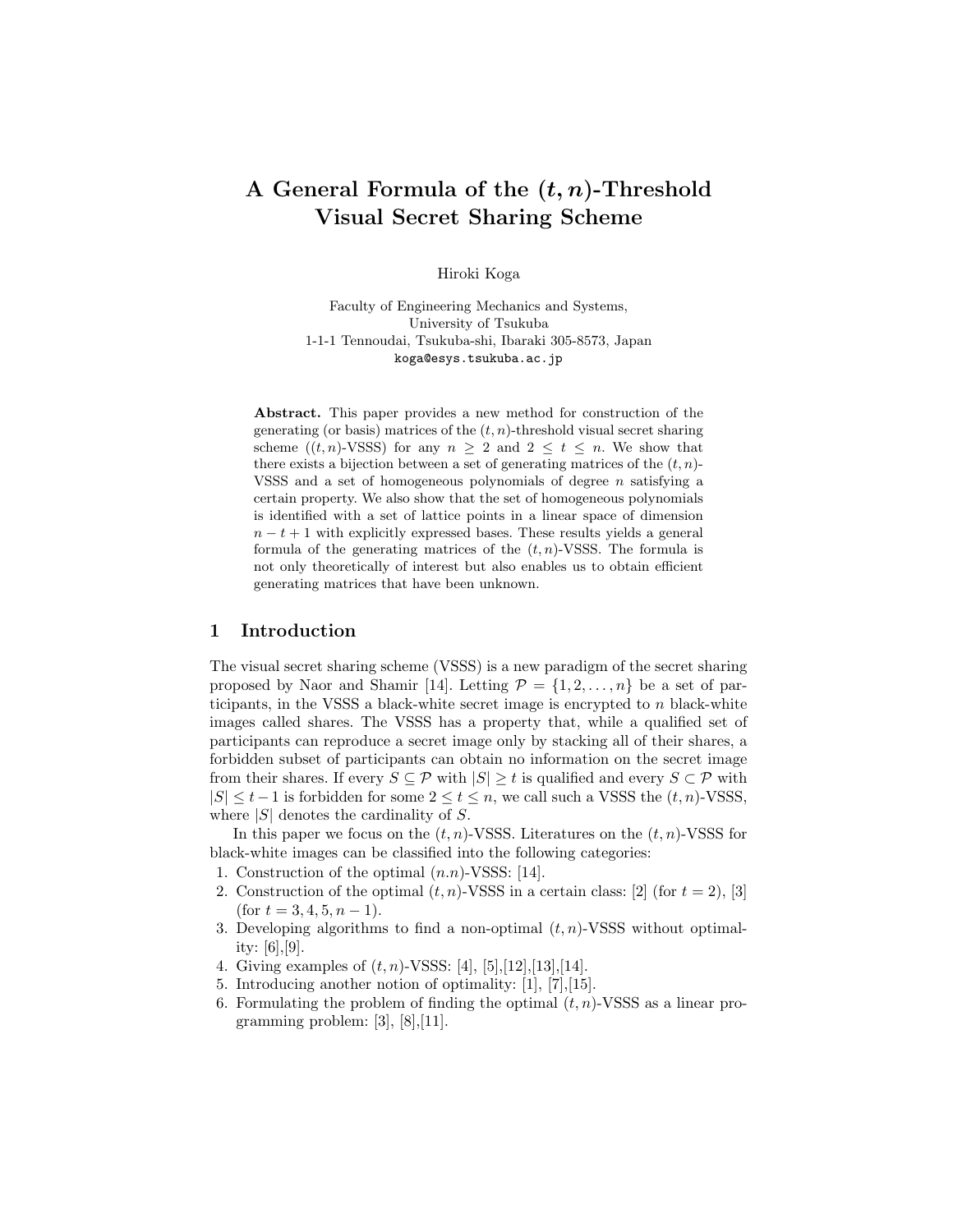# A General Formula of the $(t,n)$-Threshold Visual Secret Sharing Scheme

Hiroki Koga

Faculty of Engineering Mechanics and Systems,
University of Tsukuba
1-1-1 Tennoudai, Tsukuba-shi, Ibaraki 305-8573, Japan
`koga@esys.tsukuba.ac.jp`

**Abstract.** This paper provides a new method for construction of the generating (or basis) matrices of the $(t,n)$-threshold visual secret sharing scheme ($(t,n)$-VSSS) for any $n \geq 2$ and $2 \leq t \leq n$. We show that there exists a bijection between a set of generating matrices of the $(t,n)$-VSSS and a set of homogeneous polynomials of degree $n$ satisfying a certain property. We also show that the set of homogeneous polynomials is identified with a set of lattice points in a linear space of dimension $n-t+1$ with explicitly expressed bases. These results yields a general formula of the generating matrices of the $(t,n)$-VSSS. The formula is not only theoretically of interest but also enables us to obtain efficient generating matrices that have been unknown.

## 1 Introduction

The visual secret sharing scheme (VSSS) is a new paradigm of the secret sharing proposed by Naor and Shamir [14]. Letting $\mathcal{P} = \{1, 2, \ldots, n\}$ be a set of participants, in the VSSS a black-white secret image is encrypted to $n$ black-white images called shares. The VSSS has a property that, while a qualified set of participants can reproduce a secret image only by stacking all of their shares, a forbidden subset of participants can obtain no information on the secret image from their shares. If every $S \subseteq \mathcal{P}$ with $|S| \geq t$ is qualified and every $S \subset \mathcal{P}$ with $|S| \leq t-1$ is forbidden for some $2 \leq t \leq n$, we call such a VSSS the $(t,n)$-VSSS, where $|S|$ denotes the cardinality of $S$.

In this paper we focus on the $(t,n)$-VSSS. Literatures on the $(t,n)$-VSSS for black-white images can be classified into the following categories:

1. Construction of the optimal $(n.n)$-VSSS: [14].
2. Construction of the optimal $(t,n)$-VSSS in a certain class: [2] (for $t=2$), [3] (for $t = 3, 4, 5, n-1$).
3. Developing algorithms to find a non-optimal $(t,n)$-VSSS without optimality: [6],[9].
4. Giving examples of $(t,n)$-VSSS: [4], [5],[12],[13],[14].
5. Introducing another notion of optimality: [1], [7],[15].
6. Formulating the problem of finding the optimal $(t,n)$-VSSS as a linear programming problem: [3], [8],[11].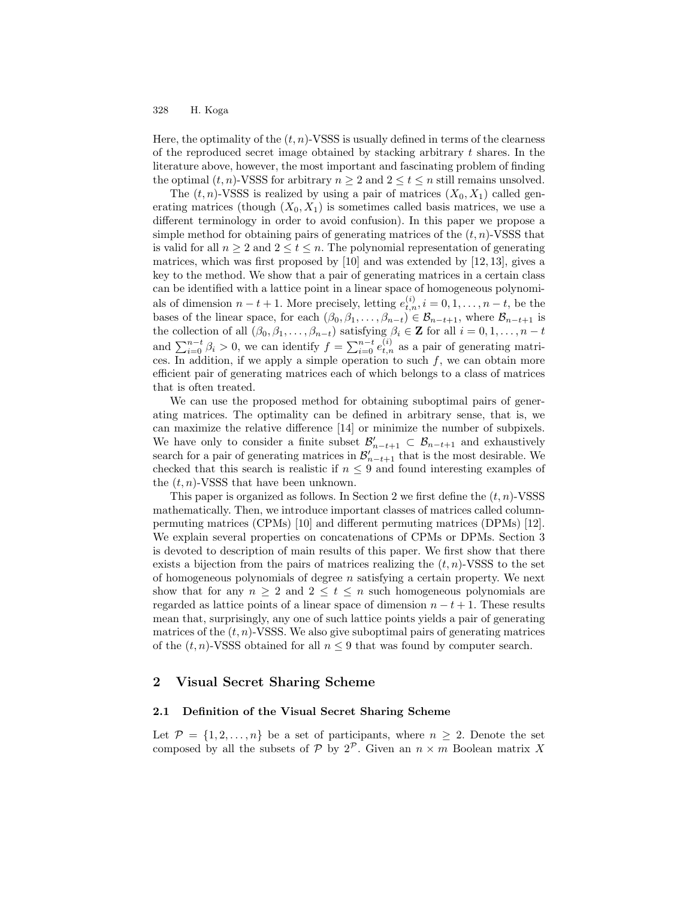Here, the optimality of the $(t, n)$-VSSS is usually defined in terms of the clearness of the reproduced secret image obtained by stacking arbitrary $t$ shares. In the literature above, however, the most important and fascinating problem of finding the optimal $(t, n)$-VSSS for arbitrary $n \geq 2$ and $2 \leq t \leq n$ still remains unsolved.

The $(t, n)$-VSSS is realized by using a pair of matrices $(X_0, X_1)$ called generating matrices (though $(X_0, X_1)$ is sometimes called basis matrices, we use a different terminology in order to avoid confusion). In this paper we propose a simple method for obtaining pairs of generating matrices of the $(t, n)$-VSSS that is valid for all $n \geq 2$ and $2 \leq t \leq n$. The polynomial representation of generating matrices, which was first proposed by [10] and was extended by [12, 13], gives a key to the method. We show that a pair of generating matrices in a certain class can be identified with a lattice point in a linear space of homogeneous polynomials of dimension $n - t + 1$. More precisely, letting $e_{t,n}^{(i)}, i = 0, 1, \ldots, n - t$, be the bases of the linear space, for each $(\beta_0, \beta_1, \ldots, \beta_{n-t}) \in \mathcal{B}_{n-t+1}$, where $\mathcal{B}_{n-t+1}$ is the collection of all $(\beta_0, \beta_1, \ldots, \beta_{n-t})$ satisfying $\beta_i \in \mathbf{Z}$ for all $i = 0, 1, \ldots, n - t$ and $\sum_{i=0}^{n-t} \beta_i > 0$, we can identify $f = \sum_{i=0}^{n-t} e_{t,n}^{(i)}$ as a pair of generating matrices. In addition, if we apply a simple operation to such $f$, we can obtain more efficient pair of generating matrices each of which belongs to a class of matrices that is often treated.

We can use the proposed method for obtaining suboptimal pairs of generating matrices. The optimality can be defined in arbitrary sense, that is, we can maximize the relative difference [14] or minimize the number of subpixels. We have only to consider a finite subset $\mathcal{B}'_{n-t+1} \subset \mathcal{B}_{n-t+1}$ and exhaustively search for a pair of generating matrices in $\mathcal{B}'_{n-t+1}$ that is the most desirable. We checked that this search is realistic if $n \leq 9$ and found interesting examples of the $(t, n)$-VSSS that have been unknown.

This paper is organized as follows. In Section 2 we first define the $(t, n)$-VSSS mathematically. Then, we introduce important classes of matrices called column-permuting matrices (CPMs) [10] and different permuting matrices (DPMs) [12]. We explain several properties on concatenations of CPMs or DPMs. Section 3 is devoted to description of main results of this paper. We first show that there exists a bijection from the pairs of matrices realizing the $(t, n)$-VSSS to the set of homogeneous polynomials of degree $n$ satisfying a certain property. We next show that for any $n \geq 2$ and $2 \leq t \leq n$ such homogeneous polynomials are regarded as lattice points of a linear space of dimension $n - t + 1$. These results mean that, surprisingly, any one of such lattice points yields a pair of generating matrices of the $(t, n)$-VSSS. We also give suboptimal pairs of generating matrices of the $(t, n)$-VSSS obtained for all $n \leq 9$ that was found by computer search.

## 2 Visual Secret Sharing Scheme

### 2.1 Definition of the Visual Secret Sharing Scheme

Let $\mathcal{P} = \{1, 2, \ldots, n\}$ be a set of participants, where $n \geq 2$. Denote the set composed by all the subsets of $\mathcal{P}$ by $2^{\mathcal{P}}$. Given an $n \times m$ Boolean matrix $X$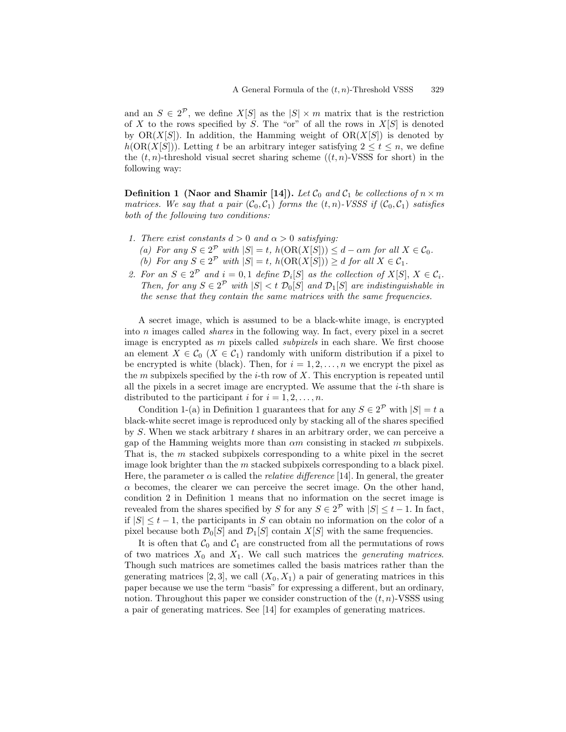and an $S \in 2^{\mathcal{P}}$, we define $X[S]$ as the $|S| \times m$ matrix that is the restriction of $X$ to the rows specified by $S$. The "or" of all the rows in $X[S]$ is denoted by $\mathrm{OR}(X[S])$. In addition, the Hamming weight of $\mathrm{OR}(X[S])$ is denoted by $h(\mathrm{OR}(X[S]))$. Letting $t$ be an arbitrary integer satisfying $2 \leq t \leq n$, we define the $(t, n)$-threshold visual secret sharing scheme ($(t, n)$-VSSS for short) in the following way:

**Definition 1 (Naor and Shamir [14]).** *Let $\mathcal{C}_0$ and $\mathcal{C}_1$ be collections of $n \times m$ matrices. We say that a pair $(\mathcal{C}_0, \mathcal{C}_1)$ forms the $(t, n)$-VSSS if $(\mathcal{C}_0, \mathcal{C}_1)$ satisfies both of the following two conditions:*

1. *There exist constants $d > 0$ and $\alpha > 0$ satisfying:*
   *(a) For any $S \in 2^{\mathcal{P}}$ with $|S| = t$, $h(\mathrm{OR}(X[S])) \leq d - \alpha m$ for all $X \in \mathcal{C}_0$.*
   *(b) For any $S \in 2^{\mathcal{P}}$ with $|S| = t$, $h(\mathrm{OR}(X[S])) \geq d$ for all $X \in \mathcal{C}_1$.*
2. *For an $S \in 2^{\mathcal{P}}$ and $i = 0, 1$ define $\mathcal{D}_i[S]$ as the collection of $X[S]$, $X \in \mathcal{C}_i$. Then, for any $S \in 2^{\mathcal{P}}$ with $|S| < t$ $\mathcal{D}_0[S]$ and $\mathcal{D}_1[S]$ are indistinguishable in the sense that they contain the same matrices with the same frequencies.*

A secret image, which is assumed to be a black-white image, is encrypted into $n$ images called *shares* in the following way. In fact, every pixel in a secret image is encrypted as $m$ pixels called *subpixels* in each share. We first choose an element $X \in \mathcal{C}_0$ ($X \in \mathcal{C}_1$) randomly with uniform distribution if a pixel to be encrypted is white (black). Then, for $i = 1, 2, \ldots, n$ we encrypt the pixel as the $m$ subpixels specified by the $i$-th row of $X$. This encryption is repeated until all the pixels in a secret image are encrypted. We assume that the $i$-th share is distributed to the participant $i$ for $i = 1, 2, \ldots, n$.

Condition 1-(a) in Definition 1 guarantees that for any $S \in 2^{\mathcal{P}}$ with $|S| = t$ a black-white secret image is reproduced only by stacking all of the shares specified by $S$. When we stack arbitrary $t$ shares in an arbitrary order, we can perceive a gap of the Hamming weights more than $\alpha m$ consisting in stacked $m$ subpixels. That is, the $m$ stacked subpixels corresponding to a white pixel in the secret image look brighter than the $m$ stacked subpixels corresponding to a black pixel. Here, the parameter $\alpha$ is called the *relative difference* [14]. In general, the greater $\alpha$ becomes, the clearer we can perceive the secret image. On the other hand, condition 2 in Definition 1 means that no information on the secret image is revealed from the shares specified by $S$ for any $S \in 2^{\mathcal{P}}$ with $|S| \leq t - 1$. In fact, if $|S| \leq t - 1$, the participants in $S$ can obtain no information on the color of a pixel because both $\mathcal{D}_0[S]$ and $\mathcal{D}_1[S]$ contain $X[S]$ with the same frequencies.

It is often that $\mathcal{C}_0$ and $\mathcal{C}_1$ are constructed from all the permutations of rows of two matrices $X_0$ and $X_1$. We call such matrices the *generating matrices*. Though such matrices are sometimes called the basis matrices rather than the generating matrices [2, 3], we call $(X_0, X_1)$ a pair of generating matrices in this paper because we use the term "basis" for expressing a different, but an ordinary, notion. Throughout this paper we consider construction of the $(t, n)$-VSSS using a pair of generating matrices. See [14] for examples of generating matrices.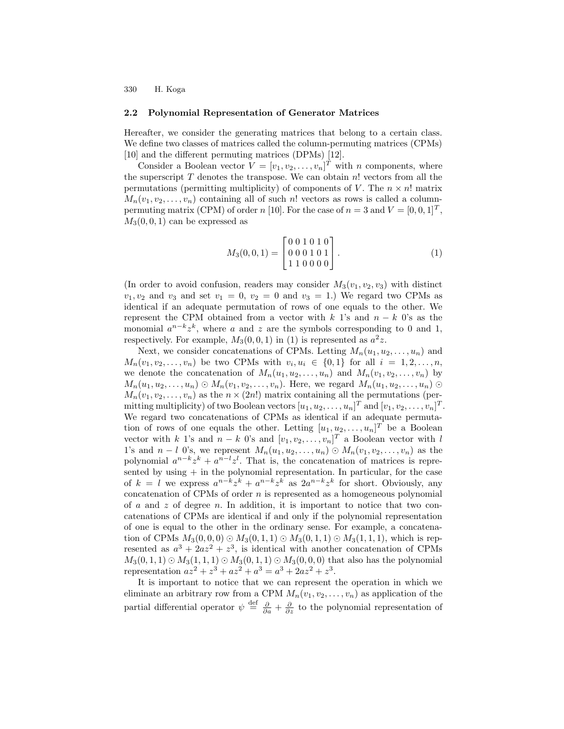### 2.2 Polynomial Representation of Generator Matrices

Hereafter, we consider the generating matrices that belong to a certain class. We define two classes of matrices called the column-permuting matrices (CPMs) [10] and the different permuting matrices (DPMs) [12].

Consider a Boolean vector $V = [v_1, v_2, \ldots, v_n]^T$ with $n$ components, where the superscript $T$ denotes the transpose. We can obtain $n!$ vectors from all the permutations (permitting multiplicity) of components of $V$. The $n \times n!$ matrix $M_n(v_1, v_2, \ldots, v_n)$ containing all of such $n!$ vectors as rows is called a column-permuting matrix (CPM) of order $n$ [10]. For the case of $n = 3$ and $V = [0, 0, 1]^T$, $M_3(0, 0, 1)$ can be expressed as

$$M_3(0,0,1) = \begin{bmatrix} 0\,0\,1\,0\,1\,0 \\ 0\,0\,0\,1\,0\,1 \\ 1\,1\,0\,0\,0\,0 \end{bmatrix}. \tag{1}$$

(In order to avoid confusion, readers may consider $M_3(v_1, v_2, v_3)$ with distinct $v_1, v_2$ and $v_3$ and set $v_1 = 0$, $v_2 = 0$ and $v_3 = 1$.) We regard two CPMs as identical if an adequate permutation of rows of one equals to the other. We represent the CPM obtained from a vector with $k$ 1's and $n - k$ 0's as the monomial $a^{n-k}z^k$, where $a$ and $z$ are the symbols corresponding to 0 and 1, respectively. For example, $M_3(0, 0, 1)$ in (1) is represented as $a^2z$.

Next, we consider concatenations of CPMs. Letting $M_n(u_1, u_2, \ldots, u_n)$ and $M_n(v_1, v_2, \ldots, v_n)$ be two CPMs with $v_i, u_i \in \{0, 1\}$ for all $i = 1, 2, \ldots, n$, we denote the concatenation of $M_n(u_1, u_2, \ldots, u_n)$ and $M_n(v_1, v_2, \ldots, v_n)$ by $M_n(u_1, u_2, \ldots, u_n) \odot M_n(v_1, v_2, \ldots, v_n)$. Here, we regard $M_n(u_1, u_2, \ldots, u_n) \odot M_n(v_1, v_2, \ldots, v_n)$ as the $n \times (2n!)$ matrix containing all the permutations (permitting multiplicity) of two Boolean vectors $[u_1, u_2, \ldots, u_n]^T$ and $[v_1, v_2, \ldots, v_n]^T$. We regard two concatenations of CPMs as identical if an adequate permutation of rows of one equals the other. Letting $[u_1, u_2, \ldots, u_n]^T$ be a Boolean vector with $k$ 1's and $n - k$ 0's and $[v_1, v_2, \ldots, v_n]^T$ a Boolean vector with $l$ 1's and $n - l$ 0's, we represent $M_n(u_1, u_2, \ldots, u_n) \odot M_n(v_1, v_2, \ldots, v_n)$ as the polynomial $a^{n-k}z^k + a^{n-l}z^l$. That is, the concatenation of matrices is represented by using $+$ in the polynomial representation. In particular, for the case of $k = l$ we express $a^{n-k}z^k + a^{n-k}z^k$ as $2a^{n-k}z^k$ for short. Obviously, any concatenation of CPMs of order $n$ is represented as a homogeneous polynomial of $a$ and $z$ of degree $n$. In addition, it is important to notice that two concatenations of CPMs are identical if and only if the polynomial representation of one is equal to the other in the ordinary sense. For example, a concatenation of CPMs $M_3(0, 0, 0) \odot M_3(0, 1, 1) \odot M_3(0, 1, 1) \odot M_3(1, 1, 1)$, which is represented as $a^3 + 2az^2 + z^3$, is identical with another concatenation of CPMs $M_3(0, 1, 1) \odot M_3(1, 1, 1) \odot M_3(0, 1, 1) \odot M_3(0, 0, 0)$ that also has the polynomial representation $az^2 + z^3 + az^2 + a^3 = a^3 + 2az^2 + z^3$.

It is important to notice that we can represent the operation in which we eliminate an arbitrary row from a CPM $M_n(v_1, v_2, \ldots, v_n)$ as application of the partial differential operator $\psi \stackrel{\text{def}}{=} \frac{\partial}{\partial a} + \frac{\partial}{\partial z}$ to the polynomial representation of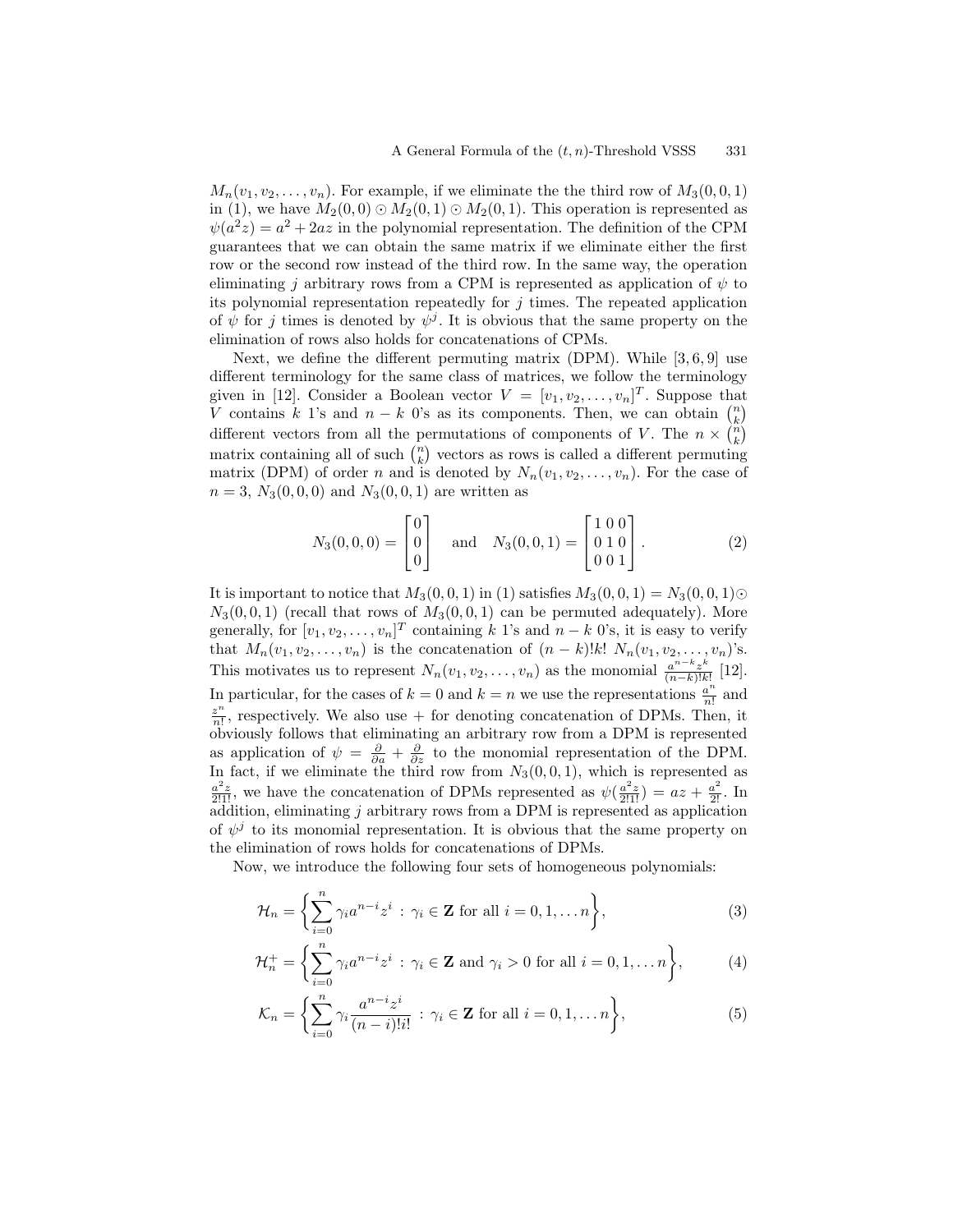$M_n(v_1, v_2, \ldots, v_n)$. For example, if we eliminate the the third row of $M_3(0, 0, 1)$ in (1), we have $M_2(0, 0) \odot M_2(0, 1) \odot M_2(0, 1)$. This operation is represented as $\psi(a^2 z) = a^2 + 2az$ in the polynomial representation. The definition of the CPM guarantees that we can obtain the same matrix if we eliminate either the first row or the second row instead of the third row. In the same way, the operation eliminating $j$ arbitrary rows from a CPM is represented as application of $\psi$ to its polynomial representation repeatedly for $j$ times. The repeated application of $\psi$ for $j$ times is denoted by $\psi^j$. It is obvious that the same property on the elimination of rows also holds for concatenations of CPMs.

Next, we define the different permuting matrix (DPM). While [3, 6, 9] use different terminology for the same class of matrices, we follow the terminology given in [12]. Consider a Boolean vector $V = [v_1, v_2, \ldots, v_n]^T$. Suppose that $V$ contains $k$ 1's and $n-k$ 0's as its components. Then, we can obtain $\binom{n}{k}$ different vectors from all the permutations of components of $V$. The $n \times \binom{n}{k}$ matrix containing all of such $\binom{n}{k}$ vectors as rows is called a different permuting matrix (DPM) of order $n$ and is denoted by $N_n(v_1, v_2, \ldots, v_n)$. For the case of $n = 3$, $N_3(0, 0, 0)$ and $N_3(0, 0, 1)$ are written as

$$N_3(0,0,0) = \begin{bmatrix} 0 \\ 0 \\ 0 \end{bmatrix} \quad \text{and} \quad N_3(0,0,1) = \begin{bmatrix} 1\ 0\ 0 \\ 0\ 1\ 0 \\ 0\ 0\ 1 \end{bmatrix}. \tag{2}$$

It is important to notice that $M_3(0, 0, 1)$ in (1) satisfies $M_3(0, 0, 1) = N_3(0, 0, 1) \odot N_3(0, 0, 1)$ (recall that rows of $M_3(0, 0, 1)$ can be permuted adequately). More generally, for $[v_1, v_2, \ldots, v_n]^T$ containing $k$ 1's and $n-k$ 0's, it is easy to verify that $M_n(v_1, v_2, \ldots, v_n)$ is the concatenation of $(n-k)!k!$ $N_n(v_1, v_2, \ldots, v_n)$'s. This motivates us to represent $N_n(v_1, v_2, \ldots, v_n)$ as the monomial $\frac{a^{n-k} z^k}{(n-k)!k!}$ [12]. In particular, for the cases of $k = 0$ and $k = n$ we use the representations $\frac{a^n}{n!}$ and $\frac{z^n}{n!}$, respectively. We also use $+$ for denoting concatenation of DPMs. Then, it obviously follows that eliminating an arbitrary row from a DPM is represented as application of $\psi = \frac{\partial}{\partial a} + \frac{\partial}{\partial z}$ to the monomial representation of the DPM. In fact, if we eliminate the third row from $N_3(0, 0, 1)$, which is represented as $\frac{a^2 z}{2!1!}$, we have the concatenation of DPMs represented as $\psi(\frac{a^2 z}{2!1!}) = az + \frac{a^2}{2!}$. In addition, eliminating $j$ arbitrary rows from a DPM is represented as application of $\psi^j$ to its monomial representation. It is obvious that the same property on the elimination of rows holds for concatenations of DPMs.

Now, we introduce the following four sets of homogeneous polynomials:

$$\mathcal{H}_n = \left\{ \sum_{i=0}^{n} \gamma_i a^{n-i} z^i \,:\, \gamma_i \in \mathbf{Z} \text{ for all } i = 0, 1, \ldots n \right\}, \tag{3}$$

$$\mathcal{H}_n^+ = \left\{ \sum_{i=0}^{n} \gamma_i a^{n-i} z^i \,:\, \gamma_i \in \mathbf{Z} \text{ and } \gamma_i > 0 \text{ for all } i = 0, 1, \ldots n \right\}, \tag{4}$$

$$\mathcal{K}_n = \left\{ \sum_{i=0}^{n} \gamma_i \frac{a^{n-i} z^i}{(n-i)! i!} \,:\, \gamma_i \in \mathbf{Z} \text{ for all } i = 0, 1, \ldots n \right\}, \tag{5}$$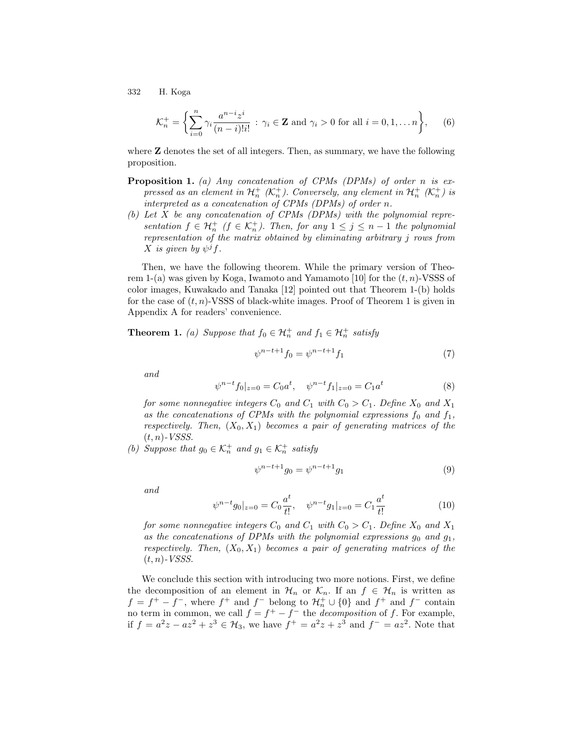$$\mathcal{K}_n^+ = \left\{ \sum_{i=0}^{n} \gamma_i \frac{a^{n-i} z^i}{(n-i)! i!} \; : \; \gamma_i \in \mathbf{Z} \text{ and } \gamma_i > 0 \text{ for all } i = 0, 1, \ldots n \right\}, \tag{6}$$

where $\mathbf{Z}$ denotes the set of all integers. Then, as summary, we have the following proposition.

**Proposition 1.** *(a) Any concatenation of CPMs (DPMs) of order $n$ is expressed as an element in $\mathcal{H}_n^+$ ($\mathcal{K}_n^+$). Conversely, any element in $\mathcal{H}_n^+$ ($\mathcal{K}_n^+$) is interpreted as a concatenation of CPMs (DPMs) of order $n$.*

*(b) Let $X$ be any concatenation of CPMs (DPMs) with the polynomial representation $f \in \mathcal{H}_n^+$ ($f \in \mathcal{K}_n^+$). Then, for any $1 \le j \le n-1$ the polynomial representation of the matrix obtained by eliminating arbitrary $j$ rows from $X$ is given by $\psi^j f$.*

Then, we have the following theorem. While the primary version of Theorem 1-(a) was given by Koga, Iwamoto and Yamamoto [10] for the $(t, n)$-VSSS of color images, Kuwakado and Tanaka [12] pointed out that Theorem 1-(b) holds for the case of $(t, n)$-VSSS of black-white images. Proof of Theorem 1 is given in Appendix A for readers' convenience.

**Theorem 1.** *(a) Suppose that $f_0 \in \mathcal{H}_n^+$ and $f_1 \in \mathcal{H}_n^+$ satisfy*

$$\psi^{n-t+1} f_0 = \psi^{n-t+1} f_1 \tag{7}$$

*and*

$$\psi^{n-t} f_0|_{z=0} = C_0 a^t, \quad \psi^{n-t} f_1|_{z=0} = C_1 a^t \tag{8}$$

*for some nonnegative integers $C_0$ and $C_1$ with $C_0 > C_1$. Define $X_0$ and $X_1$ as the concatenations of CPMs with the polynomial expressions $f_0$ and $f_1$, respectively. Then, $(X_0, X_1)$ becomes a pair of generating matrices of the $(t, n)$-VSSS.*

*(b) Suppose that $g_0 \in \mathcal{K}_n^+$ and $g_1 \in \mathcal{K}_n^+$ satisfy*

$$\psi^{n-t+1} g_0 = \psi^{n-t+1} g_1 \tag{9}$$

*and*

$$\psi^{n-t} g_0|_{z=0} = C_0 \frac{a^t}{t!}, \quad \psi^{n-t} g_1|_{z=0} = C_1 \frac{a^t}{t!} \tag{10}$$

*for some nonnegative integers $C_0$ and $C_1$ with $C_0 > C_1$. Define $X_0$ and $X_1$ as the concatenations of DPMs with the polynomial expressions $g_0$ and $g_1$, respectively. Then, $(X_0, X_1)$ becomes a pair of generating matrices of the $(t, n)$-VSSS.*

We conclude this section with introducing two more notions. First, we define the decomposition of an element in $\mathcal{H}_n$ or $\mathcal{K}_n$. If an $f \in \mathcal{H}_n$ is written as $f = f^+ - f^-$, where $f^+$ and $f^-$ belong to $\mathcal{H}_n^+ \cup \{0\}$ and $f^+$ and $f^-$ contain no term in common, we call $f = f^+ - f^-$ the *decomposition* of $f$. For example, if $f = a^2 z - a z^2 + z^3 \in \mathcal{H}_3$, we have $f^+ = a^2 z + z^3$ and $f^- = a z^2$. Note that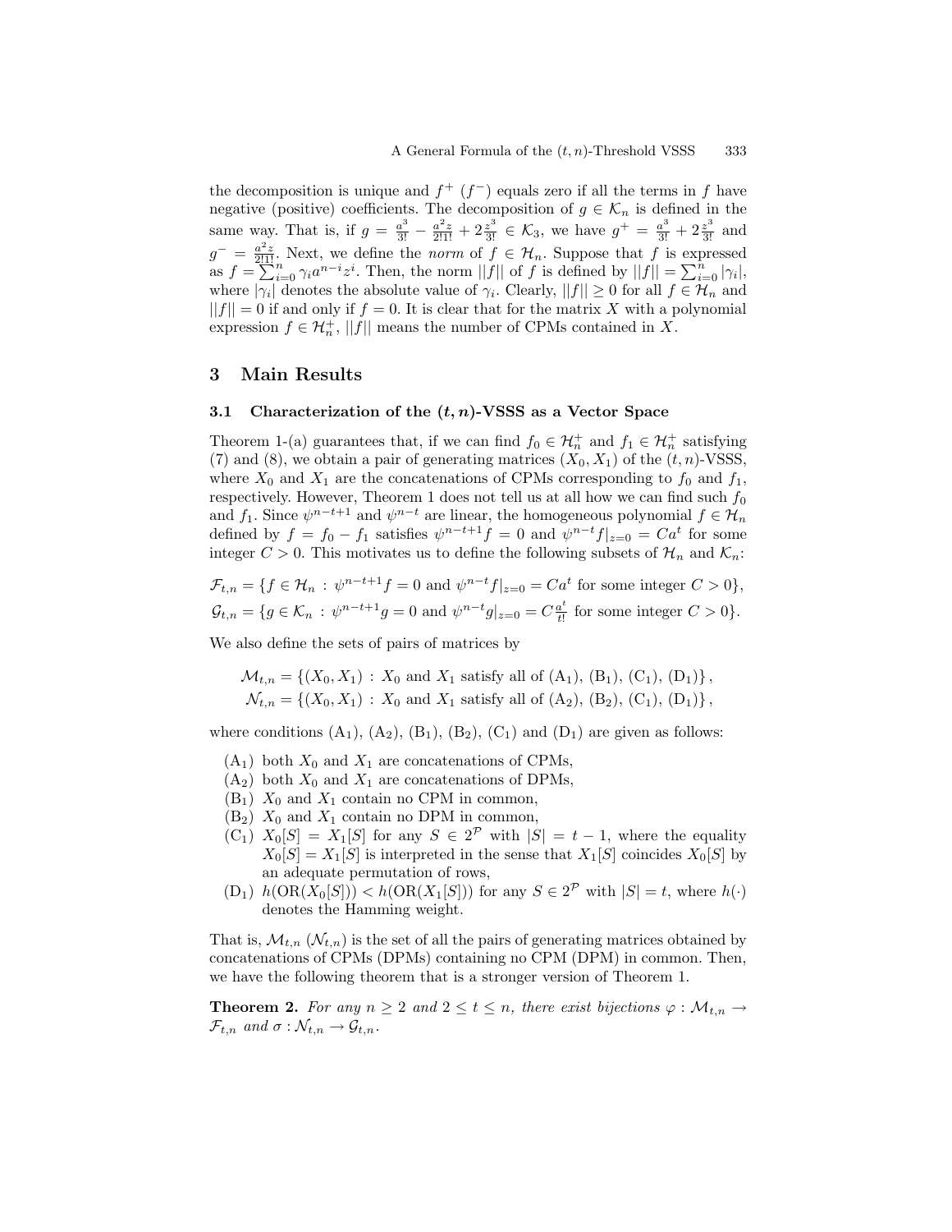the decomposition is unique and $f^+$ ($f^-$) equals zero if all the terms in $f$ have negative (positive) coefficients. The decomposition of $g \in \mathcal{K}_n$ is defined in the same way. That is, if $g = \frac{a^3}{3!} - \frac{a^2 z}{2!1!} + 2\frac{z^3}{3!} \in \mathcal{K}_3$, we have $g^+ = \frac{a^3}{3!} + 2\frac{z^3}{3!}$ and $g^- = \frac{a^2 z}{2!1!}$. Next, we define the *norm* of $f \in \mathcal{H}_n$. Suppose that $f$ is expressed as $f = \sum_{i=0}^{n} \gamma_i a^{n-i} z^i$. Then, the norm $||f||$ of $f$ is defined by $||f|| = \sum_{i=0}^{n} |\gamma_i|$, where $|\gamma_i|$ denotes the absolute value of $\gamma_i$. Clearly, $||f|| \geq 0$ for all $f \in \mathcal{H}_n$ and $||f|| = 0$ if and only if $f = 0$. It is clear that for the matrix $X$ with a polynomial expression $f \in \mathcal{H}_n^+$, $||f||$ means the number of CPMs contained in $X$.

## 3 Main Results

### 3.1 Characterization of the $(t, n)$-VSSS as a Vector Space

Theorem 1-(a) guarantees that, if we can find $f_0 \in \mathcal{H}_n^+$ and $f_1 \in \mathcal{H}_n^+$ satisfying (7) and (8), we obtain a pair of generating matrices $(X_0, X_1)$ of the $(t, n)$-VSSS, where $X_0$ and $X_1$ are the concatenations of CPMs corresponding to $f_0$ and $f_1$, respectively. However, Theorem 1 does not tell us at all how we can find such $f_0$ and $f_1$. Since $\psi^{n-t+1}$ and $\psi^{n-t}$ are linear, the homogeneous polynomial $f \in \mathcal{H}_n$ defined by $f = f_0 - f_1$ satisfies $\psi^{n-t+1} f = 0$ and $\psi^{n-t} f|_{z=0} = Ca^t$ for some integer $C > 0$. This motivates us to define the following subsets of $\mathcal{H}_n$ and $\mathcal{K}_n$:

$$\mathcal{F}_{t,n} = \{f \in \mathcal{H}_n : \psi^{n-t+1} f = 0 \text{ and } \psi^{n-t} f|_{z=0} = Ca^t \text{ for some integer } C > 0\},$$
$$\mathcal{G}_{t,n} = \{g \in \mathcal{K}_n : \psi^{n-t+1} g = 0 \text{ and } \psi^{n-t} g|_{z=0} = C\tfrac{a^t}{t!} \text{ for some integer } C > 0\}.$$

We also define the sets of pairs of matrices by

$$\mathcal{M}_{t,n} = \{(X_0, X_1) : X_0 \text{ and } X_1 \text{ satisfy all of } (\mathrm{A}_1), (\mathrm{B}_1), (\mathrm{C}_1), (\mathrm{D}_1)\},$$
$$\mathcal{N}_{t,n} = \{(X_0, X_1) : X_0 \text{ and } X_1 \text{ satisfy all of } (\mathrm{A}_2), (\mathrm{B}_2), (\mathrm{C}_1), (\mathrm{D}_1)\},$$

where conditions $(\mathrm{A}_1)$, $(\mathrm{A}_2)$, $(\mathrm{B}_1)$, $(\mathrm{B}_2)$, $(\mathrm{C}_1)$ and $(\mathrm{D}_1)$ are given as follows:

- $(\mathrm{A}_1)$ both $X_0$ and $X_1$ are concatenations of CPMs,
- $(\mathrm{A}_2)$ both $X_0$ and $X_1$ are concatenations of DPMs,
- $(\mathrm{B}_1)$ $X_0$ and $X_1$ contain no CPM in common,
- $(\mathrm{B}_2)$ $X_0$ and $X_1$ contain no DPM in common,
- $(\mathrm{C}_1)$ $X_0[S] = X_1[S]$ for any $S \in 2^{\mathcal{P}}$ with $|S| = t - 1$, where the equality $X_0[S] = X_1[S]$ is interpreted in the sense that $X_1[S]$ coincides $X_0[S]$ by an adequate permutation of rows,
- $(\mathrm{D}_1)$ $h(\mathrm{OR}(X_0[S])) < h(\mathrm{OR}(X_1[S]))$ for any $S \in 2^{\mathcal{P}}$ with $|S| = t$, where $h(\cdot)$ denotes the Hamming weight.

That is, $\mathcal{M}_{t,n}$ ($\mathcal{N}_{t,n}$) is the set of all the pairs of generating matrices obtained by concatenations of CPMs (DPMs) containing no CPM (DPM) in common. Then, we have the following theorem that is a stronger version of Theorem 1.

**Theorem 2.** *For any $n \geq 2$ and $2 \leq t \leq n$, there exist bijections $\varphi : \mathcal{M}_{t,n} \to \mathcal{F}_{t,n}$ and $\sigma : \mathcal{N}_{t,n} \to \mathcal{G}_{t,n}$.*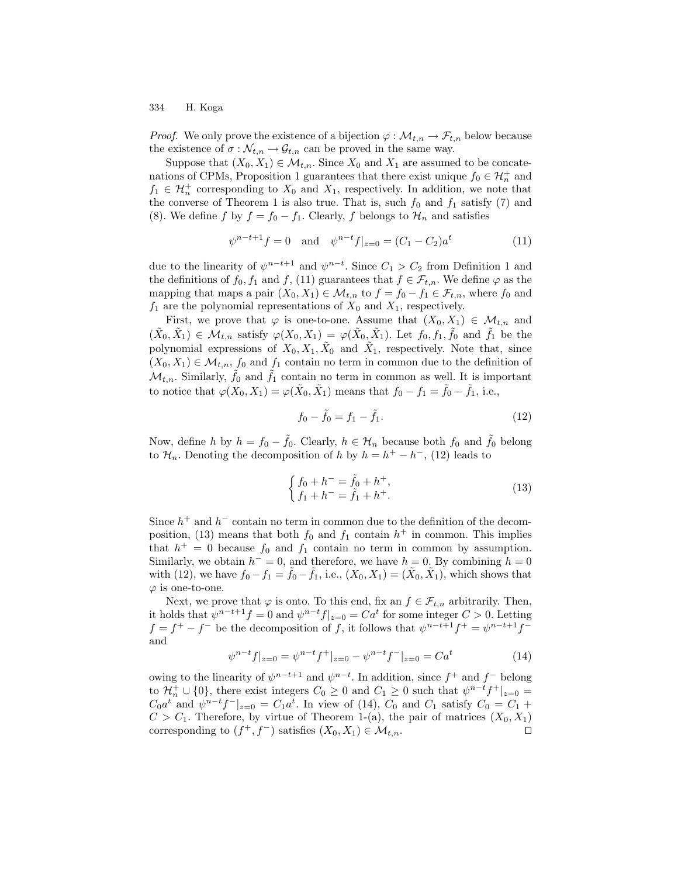*Proof.* We only prove the existence of a bijection $\varphi : \mathcal{M}_{t,n} \to \mathcal{F}_{t,n}$ below because the existence of $\sigma : \mathcal{N}_{t,n} \to \mathcal{G}_{t,n}$ can be proved in the same way.

Suppose that $(X_0, X_1) \in \mathcal{M}_{t,n}$. Since $X_0$ and $X_1$ are assumed to be concatenations of CPMs, Proposition 1 guarantees that there exist unique $f_0 \in \mathcal{H}_n^+$ and $f_1 \in \mathcal{H}_n^+$ corresponding to $X_0$ and $X_1$, respectively. In addition, we note that the converse of Theorem 1 is also true. That is, such $f_0$ and $f_1$ satisfy (7) and (8). We define $f$ by $f = f_0 - f_1$. Clearly, $f$ belongs to $\mathcal{H}_n$ and satisfies

$$\psi^{n-t+1} f = 0 \quad \text{and} \quad \psi^{n-t} f|_{z=0} = (C_1 - C_2)a^t \tag{11}$$

due to the linearity of $\psi^{n-t+1}$ and $\psi^{n-t}$. Since $C_1 > C_2$ from Definition 1 and the definitions of $f_0, f_1$ and $f$, (11) guarantees that $f \in \mathcal{F}_{t,n}$. We define $\varphi$ as the mapping that maps a pair $(X_0, X_1) \in \mathcal{M}_{t,n}$ to $f = f_0 - f_1 \in \mathcal{F}_{t,n}$, where $f_0$ and $f_1$ are the polynomial representations of $X_0$ and $X_1$, respectively.

First, we prove that $\varphi$ is one-to-one. Assume that $(X_0, X_1) \in \mathcal{M}_{t,n}$ and $(\tilde{X}_0, \tilde{X}_1) \in \mathcal{M}_{t,n}$ satisfy $\varphi(X_0, X_1) = \varphi(\tilde{X}_0, \tilde{X}_1)$. Let $f_0, f_1, \tilde{f}_0$ and $\tilde{f}_1$ be the polynomial expressions of $X_0, X_1, \tilde{X}_0$ and $\tilde{X}_1$, respectively. Note that, since $(X_0, X_1) \in \mathcal{M}_{t,n}$, $f_0$ and $f_1$ contain no term in common due to the definition of $\mathcal{M}_{t,n}$. Similarly, $\tilde{f}_0$ and $\tilde{f}_1$ contain no term in common as well. It is important to notice that $\varphi(X_0, X_1) = \varphi(\tilde{X}_0, \tilde{X}_1)$ means that $f_0 - f_1 = \tilde{f}_0 - \tilde{f}_1$, i.e.,

$$f_0 - \tilde{f}_0 = f_1 - \tilde{f}_1. \tag{12}$$

Now, define $h$ by $h = f_0 - \tilde{f}_0$. Clearly, $h \in \mathcal{H}_n$ because both $f_0$ and $\tilde{f}_0$ belong to $\mathcal{H}_n$. Denoting the decomposition of $h$ by $h = h^+ - h^-$, (12) leads to

$$\begin{cases} f_0 + h^- = \tilde{f}_0 + h^+, \\ f_1 + h^- = \tilde{f}_1 + h^+. \end{cases} \tag{13}$$

Since $h^+$ and $h^-$ contain no term in common due to the definition of the decomposition, (13) means that both $f_0$ and $f_1$ contain $h^+$ in common. This implies that $h^+ = 0$ because $f_0$ and $f_1$ contain no term in common by assumption. Similarly, we obtain $h^- = 0$, and therefore, we have $h = 0$. By combining $h = 0$ with (12), we have $f_0 - f_1 = \tilde{f}_0 - \tilde{f}_1$, i.e., $(X_0, X_1) = (\tilde{X}_0, \tilde{X}_1)$, which shows that $\varphi$ is one-to-one.

Next, we prove that $\varphi$ is onto. To this end, fix an $f \in \mathcal{F}_{t,n}$ arbitrarily. Then, it holds that $\psi^{n-t+1} f = 0$ and $\psi^{n-t} f|_{z=0} = Ca^t$ for some integer $C > 0$. Letting $f = f^+ - f^-$ be the decomposition of $f$, it follows that $\psi^{n-t+1} f^+ = \psi^{n-t+1} f^-$ and

$$\psi^{n-t} f|_{z=0} = \psi^{n-t} f^+|_{z=0} - \psi^{n-t} f^-|_{z=0} = Ca^t \tag{14}$$

owing to the linearity of $\psi^{n-t+1}$ and $\psi^{n-t}$. In addition, since $f^+$ and $f^-$ belong to $\mathcal{H}_n^+ \cup \{0\}$, there exist integers $C_0 \geq 0$ and $C_1 \geq 0$ such that $\psi^{n-t} f^+|_{z=0} = C_0 a^t$ and $\psi^{n-t} f^-|_{z=0} = C_1 a^t$. In view of (14), $C_0$ and $C_1$ satisfy $C_0 = C_1 + C > C_1$. Therefore, by virtue of Theorem 1-(a), the pair of matrices $(X_0, X_1)$ corresponding to $(f^+, f^-)$ satisfies $(X_0, X_1) \in \mathcal{M}_{t,n}$. ◻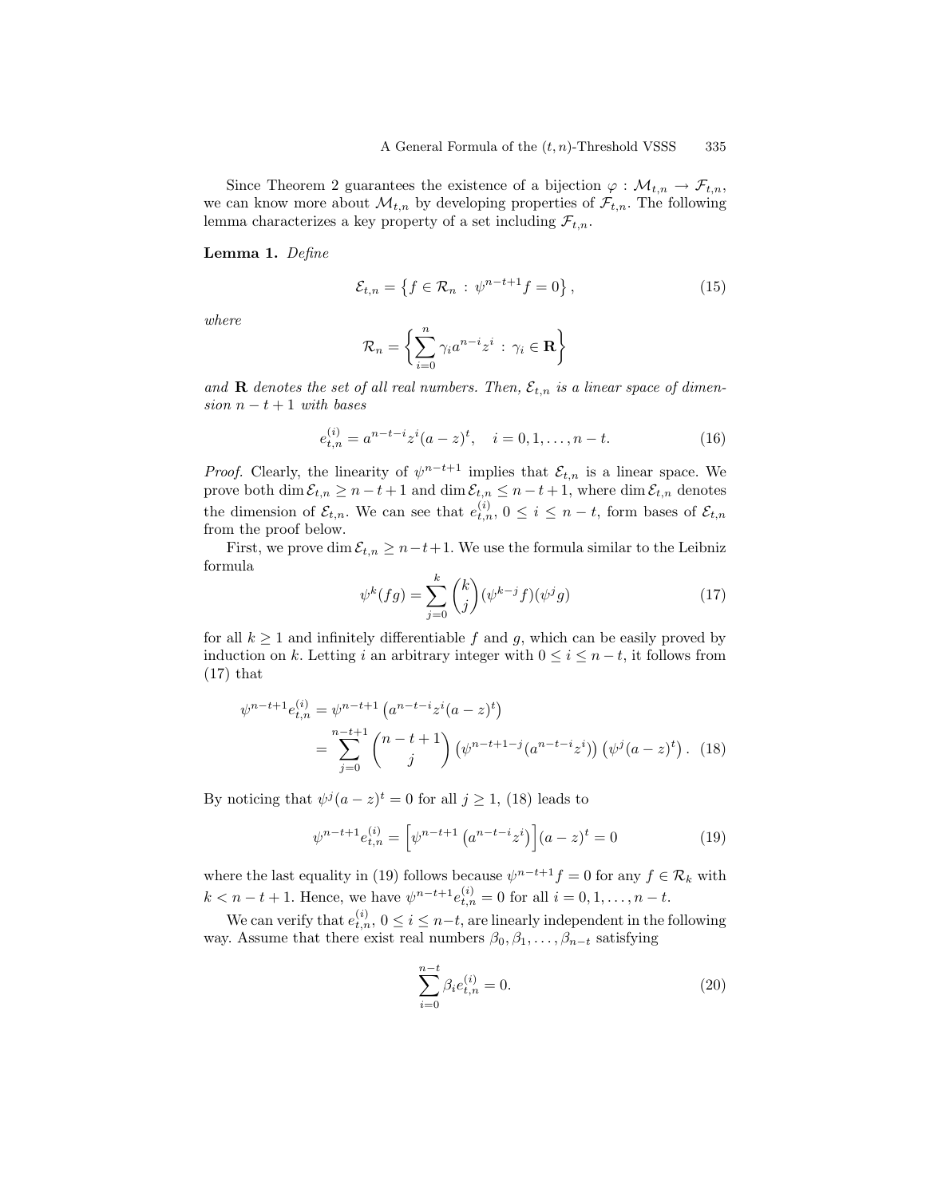Since Theorem 2 guarantees the existence of a bijection $\varphi : \mathcal{M}_{t,n} \to \mathcal{F}_{t,n}$, we can know more about $\mathcal{M}_{t,n}$ by developing properties of $\mathcal{F}_{t,n}$. The following lemma characterizes a key property of a set including $\mathcal{F}_{t,n}$.

**Lemma 1.** *Define*

$$\mathcal{E}_{t,n} = \left\{ f \in \mathcal{R}_n \, : \, \psi^{n-t+1} f = 0 \right\}, \tag{15}$$

*where*

$$\mathcal{R}_n = \left\{ \sum_{i=0}^{n} \gamma_i a^{n-i} z^i \, : \, \gamma_i \in \mathbf{R} \right\}$$

*and* $\mathbf{R}$ *denotes the set of all real numbers. Then,* $\mathcal{E}_{t,n}$ *is a linear space of dimension* $n-t+1$ *with bases*

$$e_{t,n}^{(i)} = a^{n-t-i} z^i (a-z)^t, \quad i = 0, 1, \ldots, n-t. \tag{16}$$

*Proof.* Clearly, the linearity of $\psi^{n-t+1}$ implies that $\mathcal{E}_{t,n}$ is a linear space. We prove both $\dim \mathcal{E}_{t,n} \geq n-t+1$ and $\dim \mathcal{E}_{t,n} \leq n-t+1$, where $\dim \mathcal{E}_{t,n}$ denotes the dimension of $\mathcal{E}_{t,n}$. We can see that $e_{t,n}^{(i)}$, $0 \leq i \leq n-t$, form bases of $\mathcal{E}_{t,n}$ from the proof below.

First, we prove $\dim \mathcal{E}_{t,n} \geq n-t+1$. We use the formula similar to the Leibniz formula

$$\psi^k (fg) = \sum_{j=0}^{k} \binom{k}{j} (\psi^{k-j} f)(\psi^j g) \tag{17}$$

for all $k \geq 1$ and infinitely differentiable $f$ and $g$, which can be easily proved by induction on $k$. Letting $i$ an arbitrary integer with $0 \leq i \leq n-t$, it follows from (17) that

$$\begin{aligned} \psi^{n-t+1} e_{t,n}^{(i)} &= \psi^{n-t+1} \left( a^{n-t-i} z^i (a-z)^t \right) \\ &= \sum_{j=0}^{n-t+1} \binom{n-t+1}{j} \left( \psi^{n-t+1-j} (a^{n-t-i} z^i) \right) \left( \psi^j (a-z)^t \right). \end{aligned} \tag{18}$$

By noticing that $\psi^j (a-z)^t = 0$ for all $j \geq 1$, (18) leads to

$$\psi^{n-t+1} e_{t,n}^{(i)} = \left[ \psi^{n-t+1} \left( a^{n-t-i} z^i \right) \right] (a-z)^t = 0 \tag{19}$$

where the last equality in (19) follows because $\psi^{n-t+1} f = 0$ for any $f \in \mathcal{R}_k$ with $k < n-t+1$. Hence, we have $\psi^{n-t+1} e_{t,n}^{(i)} = 0$ for all $i = 0, 1, \ldots, n-t$.

We can verify that $e_{t,n}^{(i)}$, $0 \leq i \leq n-t$, are linearly independent in the following way. Assume that there exist real numbers $\beta_0, \beta_1, \ldots, \beta_{n-t}$ satisfying

$$\sum_{i=0}^{n-t} \beta_i e_{t,n}^{(i)} = 0. \tag{20}$$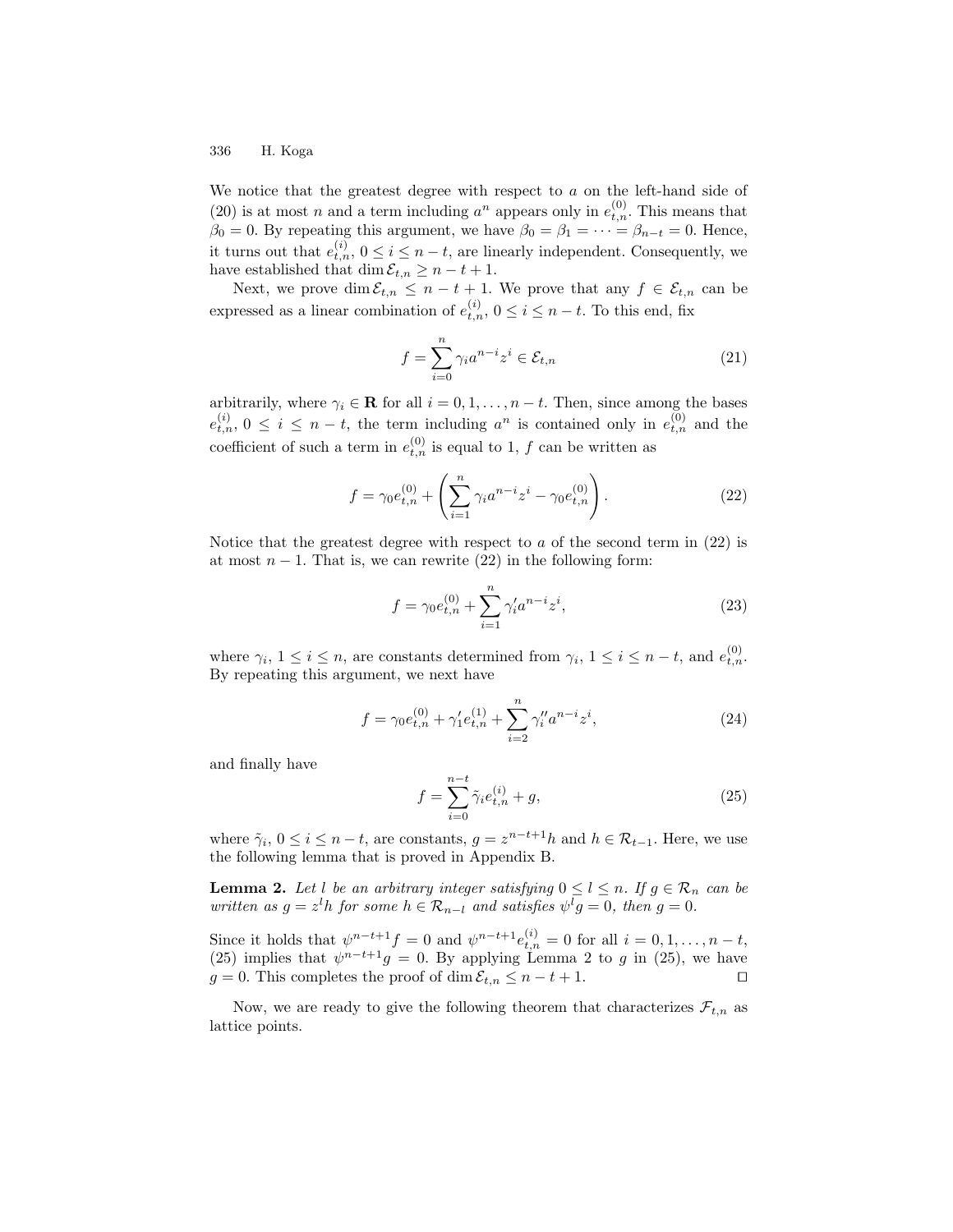We notice that the greatest degree with respect to $a$ on the left-hand side of (20) is at most $n$ and a term including $a^n$ appears only in $e_{t,n}^{(0)}$. This means that $\beta_0 = 0$. By repeating this argument, we have $\beta_0 = \beta_1 = \cdots = \beta_{n-t} = 0$. Hence, it turns out that $e_{t,n}^{(i)}$, $0 \le i \le n-t$, are linearly independent. Consequently, we have established that $\dim \mathcal{E}_{t,n} \ge n-t+1$.

Next, we prove $\dim \mathcal{E}_{t,n} \le n-t+1$. We prove that any $f \in \mathcal{E}_{t,n}$ can be expressed as a linear combination of $e_{t,n}^{(i)}$, $0 \le i \le n-t$. To this end, fix

$$f = \sum_{i=0}^{n} \gamma_i a^{n-i} z^i \in \mathcal{E}_{t,n} \tag{21}$$

arbitrarily, where $\gamma_i \in \mathbf{R}$ for all $i = 0, 1, \ldots, n-t$. Then, since among the bases $e_{t,n}^{(i)}$, $0 \le i \le n-t$, the term including $a^n$ is contained only in $e_{t,n}^{(0)}$ and the coefficient of such a term in $e_{t,n}^{(0)}$ is equal to 1, $f$ can be written as

$$f = \gamma_0 e_{t,n}^{(0)} + \left( \sum_{i=1}^{n} \gamma_i a^{n-i} z^i - \gamma_0 e_{t,n}^{(0)} \right). \tag{22}$$

Notice that the greatest degree with respect to $a$ of the second term in (22) is at most $n-1$. That is, we can rewrite (22) in the following form:

$$f = \gamma_0 e_{t,n}^{(0)} + \sum_{i=1}^{n} \gamma_i' a^{n-i} z^i, \tag{23}$$

where $\gamma_i$, $1 \le i \le n$, are constants determined from $\gamma_i$, $1 \le i \le n-t$, and $e_{t,n}^{(0)}$. By repeating this argument, we next have

$$f = \gamma_0 e_{t,n}^{(0)} + \gamma_1' e_{t,n}^{(1)} + \sum_{i=2}^{n} \gamma_i'' a^{n-i} z^i, \tag{24}$$

and finally have

$$f = \sum_{i=0}^{n-t} \tilde{\gamma}_i e_{t,n}^{(i)} + g, \tag{25}$$

where $\tilde{\gamma}_i$, $0 \le i \le n-t$, are constants, $g = z^{n-t+1} h$ and $h \in \mathcal{R}_{t-1}$. Here, we use the following lemma that is proved in Appendix B.

**Lemma 2.** *Let $l$ be an arbitrary integer satisfying $0 \le l \le n$. If $g \in \mathcal{R}_n$ can be written as $g = z^l h$ for some $h \in \mathcal{R}_{n-l}$ and satisfies $\psi^l g = 0$, then $g = 0$.*

Since it holds that $\psi^{n-t+1} f = 0$ and $\psi^{n-t+1} e_{t,n}^{(i)} = 0$ for all $i = 0, 1, \ldots, n-t$, (25) implies that $\psi^{n-t+1} g = 0$. By applying Lemma 2 to $g$ in (25), we have $g = 0$. This completes the proof of $\dim \mathcal{E}_{t,n} \le n-t+1$. $\square$

Now, we are ready to give the following theorem that characterizes $\mathcal{F}_{t,n}$ as lattice points.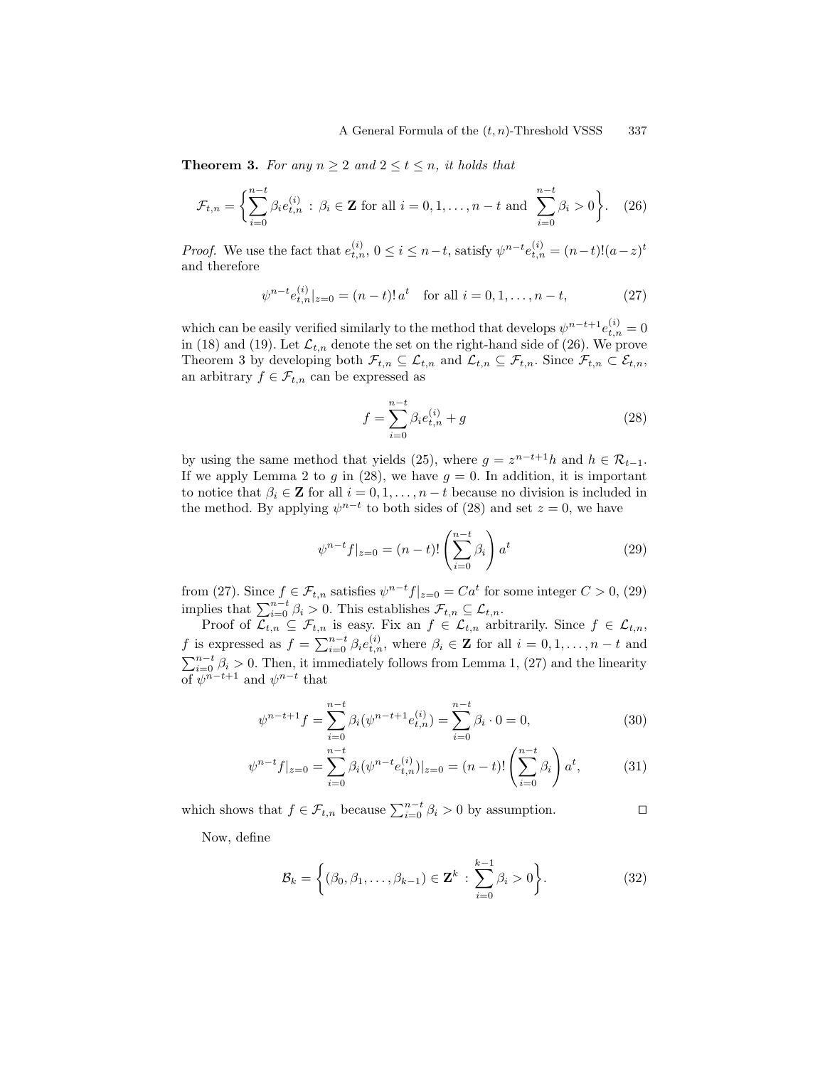**Theorem 3.** *For any $n \geq 2$ and $2 \leq t \leq n$, it holds that*

$$\mathcal{F}_{t,n} = \left\{ \sum_{i=0}^{n-t} \beta_i e_{t,n}^{(i)} \,:\, \beta_i \in \mathbf{Z} \text{ for all } i = 0, 1, \ldots, n-t \text{ and } \sum_{i=0}^{n-t} \beta_i > 0 \right\}. \quad (26)$$

*Proof.* We use the fact that $e_{t,n}^{(i)}$, $0 \leq i \leq n-t$, satisfy $\psi^{n-t} e_{t,n}^{(i)} = (n-t)!(a-z)^t$ and therefore

$$\psi^{n-t} e_{t,n}^{(i)}|_{z=0} = (n-t)!\, a^t \quad \text{for all } i = 0, 1, \ldots, n-t, \quad (27)$$

which can be easily verified similarly to the method that develops $\psi^{n-t+1} e_{t,n}^{(i)} = 0$ in (18) and (19). Let $\mathcal{L}_{t,n}$ denote the set on the right-hand side of (26). We prove Theorem 3 by developing both $\mathcal{F}_{t,n} \subseteq \mathcal{L}_{t,n}$ and $\mathcal{L}_{t,n} \subseteq \mathcal{F}_{t,n}$. Since $\mathcal{F}_{t,n} \subset \mathcal{E}_{t,n}$, an arbitrary $f \in \mathcal{F}_{t,n}$ can be expressed as

$$f = \sum_{i=0}^{n-t} \beta_i e_{t,n}^{(i)} + g \quad (28)$$

by using the same method that yields (25), where $g = z^{n-t+1} h$ and $h \in \mathcal{R}_{t-1}$. If we apply Lemma 2 to $g$ in (28), we have $g = 0$. In addition, it is important to notice that $\beta_i \in \mathbf{Z}$ for all $i = 0, 1, \ldots, n-t$ because no division is included in the method. By applying $\psi^{n-t}$ to both sides of (28) and set $z = 0$, we have

$$\psi^{n-t} f|_{z=0} = (n-t)! \left( \sum_{i=0}^{n-t} \beta_i \right) a^t \quad (29)$$

from (27). Since $f \in \mathcal{F}_{t,n}$ satisfies $\psi^{n-t} f|_{z=0} = C a^t$ for some integer $C > 0$, (29) implies that $\sum_{i=0}^{n-t} \beta_i > 0$. This establishes $\mathcal{F}_{t,n} \subseteq \mathcal{L}_{t,n}$.

Proof of $\mathcal{L}_{t,n} \subseteq \mathcal{F}_{t,n}$ is easy. Fix an $f \in \mathcal{L}_{t,n}$ arbitrarily. Since $f \in \mathcal{L}_{t,n}$, $f$ is expressed as $f = \sum_{i=0}^{n-t} \beta_i e_{t,n}^{(i)}$, where $\beta_i \in \mathbf{Z}$ for all $i = 0, 1, \ldots, n-t$ and $\sum_{i=0}^{n-t} \beta_i > 0$. Then, it immediately follows from Lemma 1, (27) and the linearity of $\psi^{n-t+1}$ and $\psi^{n-t}$ that

$$\psi^{n-t+1} f = \sum_{i=0}^{n-t} \beta_i (\psi^{n-t+1} e_{t,n}^{(i)}) = \sum_{i=0}^{n-t} \beta_i \cdot 0 = 0, \quad (30)$$

$$\psi^{n-t} f|_{z=0} = \sum_{i=0}^{n-t} \beta_i (\psi^{n-t} e_{t,n}^{(i)})|_{z=0} = (n-t)! \left( \sum_{i=0}^{n-t} \beta_i \right) a^t, \quad (31)$$

which shows that $f \in \mathcal{F}_{t,n}$ because $\sum_{i=0}^{n-t} \beta_i > 0$ by assumption. □

Now, define

$$\mathcal{B}_k = \left\{ (\beta_0, \beta_1, \ldots, \beta_{k-1}) \in \mathbf{Z}^k \,:\, \sum_{i=0}^{k-1} \beta_i > 0 \right\}. \quad (32)$$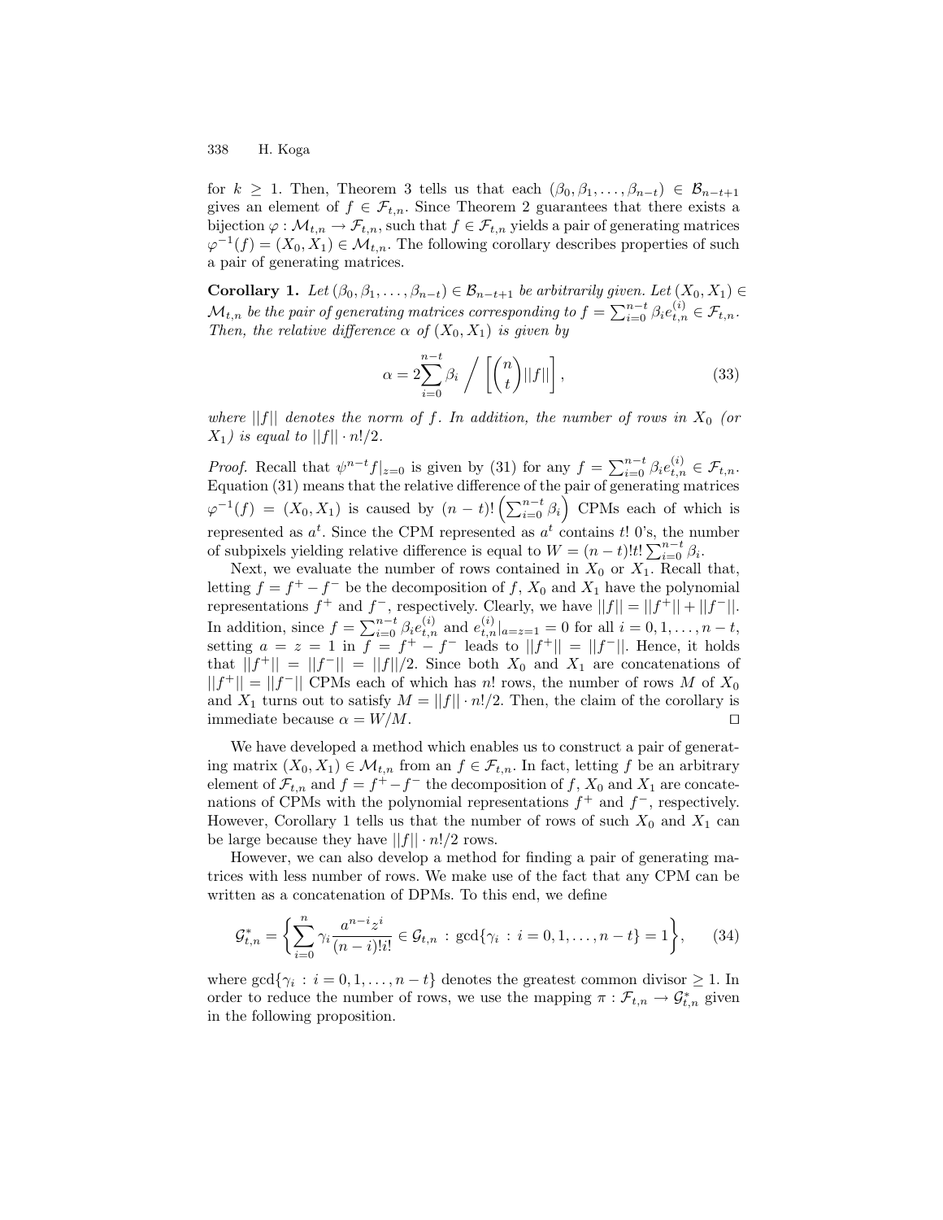for $k \geq 1$. Then, Theorem 3 tells us that each $(\beta_0, \beta_1, \ldots, \beta_{n-t}) \in \mathcal{B}_{n-t+1}$ gives an element of $f \in \mathcal{F}_{t,n}$. Since Theorem 2 guarantees that there exists a bijection $\varphi : \mathcal{M}_{t,n} \to \mathcal{F}_{t,n}$, such that $f \in \mathcal{F}_{t,n}$ yields a pair of generating matrices $\varphi^{-1}(f) = (X_0, X_1) \in \mathcal{M}_{t,n}$. The following corollary describes properties of such a pair of generating matrices.

**Corollary 1.** *Let $(\beta_0, \beta_1, \ldots, \beta_{n-t}) \in \mathcal{B}_{n-t+1}$ be arbitrarily given. Let $(X_0, X_1) \in \mathcal{M}_{t,n}$ be the pair of generating matrices corresponding to $f = \sum_{i=0}^{n-t} \beta_i e_{t,n}^{(i)} \in \mathcal{F}_{t,n}$. Then, the relative difference $\alpha$ of $(X_0, X_1)$ is given by*

$$\alpha = 2\sum_{i=0}^{n-t} \beta_i \Bigg/ \left[\binom{n}{t}||f||\right], \tag{33}$$

*where $||f||$ denotes the norm of $f$. In addition, the number of rows in $X_0$ (or $X_1$) is equal to $||f|| \cdot n!/2$.*

*Proof.* Recall that $\psi^{n-t} f|_{z=0}$ is given by (31) for any $f = \sum_{i=0}^{n-t} \beta_i e_{t,n}^{(i)} \in \mathcal{F}_{t,n}$. Equation (31) means that the relative difference of the pair of generating matrices $\varphi^{-1}(f) = (X_0, X_1)$ is caused by $(n-t)! \left(\sum_{i=0}^{n-t} \beta_i\right)$ CPMs each of which is represented as $a^t$. Since the CPM represented as $a^t$ contains $t!$ 0's, the number of subpixels yielding relative difference is equal to $W = (n-t)!t! \sum_{i=0}^{n-t} \beta_i$.

Next, we evaluate the number of rows contained in $X_0$ or $X_1$. Recall that, letting $f = f^+ - f^-$ be the decomposition of $f$, $X_0$ and $X_1$ have the polynomial representations $f^+$ and $f^-$, respectively. Clearly, we have $||f|| = ||f^+|| + ||f^-||$. In addition, since $f = \sum_{i=0}^{n-t} \beta_i e_{t,n}^{(i)}$ and $e_{t,n}^{(i)}|_{a=z=1} = 0$ for all $i = 0, 1, \ldots, n-t$, setting $a = z = 1$ in $f = f^+ - f^-$ leads to $||f^+|| = ||f^-||$. Hence, it holds that $||f^+|| = ||f^-|| = ||f||/2$. Since both $X_0$ and $X_1$ are concatenations of $||f^+|| = ||f^-||$ CPMs each of which has $n!$ rows, the number of rows $M$ of $X_0$ and $X_1$ turns out to satisfy $M = ||f|| \cdot n!/2$. Then, the claim of the corollary is immediate because $\alpha = W/M$. $\square$

We have developed a method which enables us to construct a pair of generating matrix $(X_0, X_1) \in \mathcal{M}_{t,n}$ from an $f \in \mathcal{F}_{t,n}$. In fact, letting $f$ be an arbitrary element of $\mathcal{F}_{t,n}$ and $f = f^+ - f^-$ the decomposition of $f$, $X_0$ and $X_1$ are concatenations of CPMs with the polynomial representations $f^+$ and $f^-$, respectively. However, Corollary 1 tells us that the number of rows of such $X_0$ and $X_1$ can be large because they have $||f|| \cdot n!/2$ rows.

However, we can also develop a method for finding a pair of generating matrices with less number of rows. We make use of the fact that any CPM can be written as a concatenation of DPMs. To this end, we define

$$\mathcal{G}_{t,n}^* = \left\{ \sum_{i=0}^{n} \gamma_i \frac{a^{n-i} z^i}{(n-i)!i!} \in \mathcal{G}_{t,n} : \gcd\{\gamma_i : i = 0, 1, \ldots, n-t\} = 1 \right\}, \tag{34}$$

where $\gcd\{\gamma_i : i = 0, 1, \ldots, n-t\}$ denotes the greatest common divisor $\geq 1$. In order to reduce the number of rows, we use the mapping $\pi : \mathcal{F}_{t,n} \to \mathcal{G}_{t,n}^*$ given in the following proposition.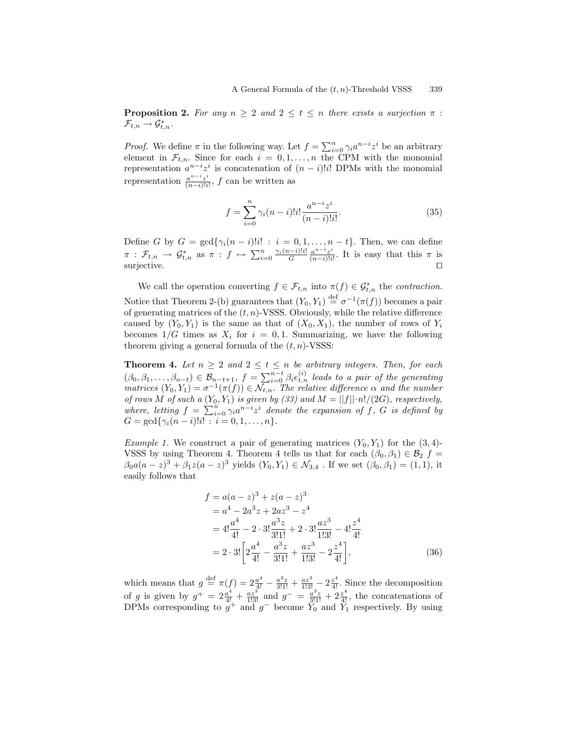**Proposition 2.** *For any $n \geq 2$ and $2 \leq t \leq n$ there exists a surjection $\pi : \mathcal{F}_{t,n} \to \mathcal{G}^*_{t,n}$.*

*Proof.* We define $\pi$ in the following way. Let $f = \sum_{i=0}^{n} \gamma_i a^{n-i} z^i$ be an arbitrary element in $\mathcal{F}_{t,n}$. Since for each $i = 0, 1, \ldots, n$ the CPM with the monomial representation $a^{n-i}z^i$ is concatenation of $(n-i)!i!$ DPMs with the monomial representation $\frac{a^{n-i}z^i}{(n-i)!i!}$, $f$ can be written as

$$f = \sum_{i=0}^{n} \gamma_i (n-i)!i! \frac{a^{n-i}z^i}{(n-i)!i!}. \tag{35}$$

Define $G$ by $G = \gcd\{\gamma_i(n-i)!i! : i = 0, 1, \ldots, n-t\}$. Then, we can define $\pi : \mathcal{F}_{t,n} \to \mathcal{G}^*_{t,n}$ as $\pi : f \mapsto \sum_{i=0}^{n} \frac{\gamma_i(n-i)!i!}{G} \frac{a^{n-i}z^i}{(n-i)!i!}$. It is easy that this $\pi$ is surjective. $\square$

We call the operation converting $f \in \mathcal{F}_{t,n}$ into $\pi(f) \in \mathcal{G}^*_{t,n}$ the *contraction*. Notice that Theorem 2-(b) guarantees that $(Y_0, Y_1) \stackrel{\text{def}}{=} \sigma^{-1}(\pi(f))$ becomes a pair of generating matrices of the $(t,n)$-VSSS. Obviously, while the relative difference caused by $(Y_0, Y_1)$ is the same as that of $(X_0, X_1)$, the number of rows of $Y_i$ becomes $1/G$ times as $X_i$ for $i = 0, 1$. Summarizing, we have the following theorem giving a general formula of the $(t,n)$-VSSS:

**Theorem 4.** *Let $n \geq 2$ and $2 \leq t \leq n$ be arbitrary integers. Then, for each $(\beta_0, \beta_1, \ldots, \beta_{n-t}) \in \mathcal{B}_{n-t+1}$, $f = \sum_{i=0}^{n-t} \beta_i e_{t,n}^{(i)}$ leads to a pair of the generating matrices $(Y_0, Y_1) = \sigma^{-1}(\pi(f)) \in \mathcal{N}_{t,n}$. The relative difference $\alpha$ and the number of rows $M$ of such a $(Y_0, Y_1)$ is given by (33) and $M = ||f|| \cdot n!/(2G)$, respectively, where, letting $f = \sum_{i=0}^{n} \gamma_i a^{n-i} z^i$ denote the expansion of $f$, $G$ is defined by $G = \gcd\{\gamma_i(n-i)!i! : i = 0, 1, \ldots, n\}$.*

*Example 1.* We construct a pair of generating matrices $(Y_0, Y_1)$ for the $(3,4)$-VSSS by using Theorem 4. Theorem 4 tells us that for each $(\beta_0, \beta_1) \in \mathcal{B}_2$ $f = \beta_0 a(a-z)^3 + \beta_1 z(a-z)^3$ yields $(Y_0, Y_1) \in \mathcal{N}_{3,4}$ . If we set $(\beta_0, \beta_1) = (1, 1)$, it easily follows that

$$\begin{aligned}
f &= a(a-z)^3 + z(a-z)^3 \\
&= a^4 - 2a^3 z + 2az^3 - z^4 \\
&= 4!\frac{a^4}{4!} - 2 \cdot 3!\frac{a^3 z}{3!1!} + 2 \cdot 3!\frac{az^3}{1!3!} - 4!\frac{z^4}{4!} \\
&= 2 \cdot 3!\left[2\frac{a^4}{4!} - \frac{a^3 z}{3!1!} + \frac{az^3}{1!3!} - 2\frac{z^4}{4!}\right],
\end{aligned} \tag{36}$$

which means that $g \stackrel{\text{def}}{=} \pi(f) = 2\frac{a^4}{4!} - \frac{a^3 z}{3!1!} + \frac{az^3}{1!3!} - 2\frac{z^4}{4!}$. Since the decomposition of $g$ is given by $g^+ = 2\frac{a^4}{4!} + \frac{az^3}{1!3!}$ and $g^- = \frac{a^3 z}{3!1!} + 2\frac{z^4}{4!}$, the concatenations of DPMs corresponding to $g^+$ and $g^-$ become $Y_0$ and $Y_1$ respectively. By using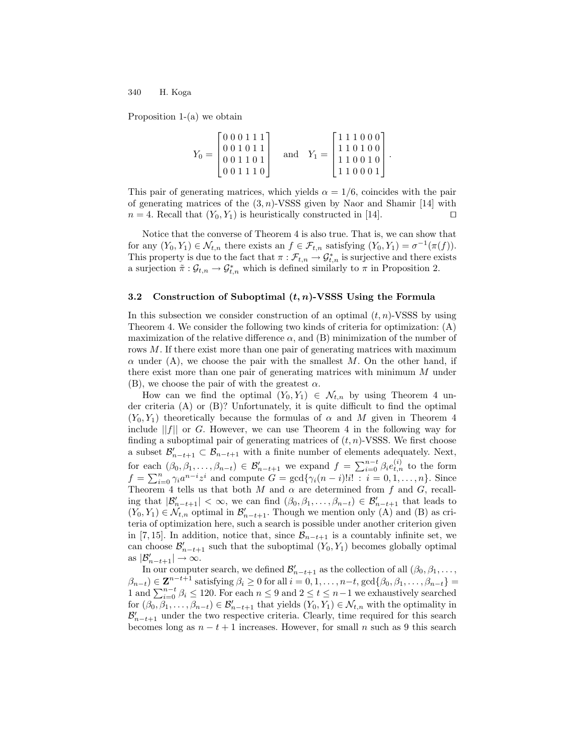Proposition 1-(a) we obtain

$$Y_0 = \begin{bmatrix} 0\,0\,0\,1\,1\,1 \\ 0\,0\,1\,0\,1\,1 \\ 0\,0\,1\,1\,0\,1 \\ 0\,0\,1\,1\,1\,0 \end{bmatrix} \quad \text{and} \quad Y_1 = \begin{bmatrix} 1\,1\,1\,0\,0\,0 \\ 1\,1\,0\,1\,0\,0 \\ 1\,1\,0\,0\,1\,0 \\ 1\,1\,0\,0\,0\,1 \end{bmatrix}.$$

This pair of generating matrices, which yields $\alpha = 1/6$, coincides with the pair of generating matrices of the $(3, n)$-VSSS given by Naor and Shamir [14] with $n = 4$. Recall that $(Y_0, Y_1)$ is heuristically constructed in [14]. □

Notice that the converse of Theorem 4 is also true. That is, we can show that for any $(Y_0, Y_1) \in \mathcal{N}_{t,n}$ there exists an $f \in \mathcal{F}_{t,n}$ satisfying $(Y_0, Y_1) = \sigma^{-1}(\pi(f))$. This property is due to the fact that $\pi : \mathcal{F}_{t,n} \to \mathcal{G}^*_{t,n}$ is surjective and there exists a surjection $\tilde{\pi} : \mathcal{G}_{t,n} \to \mathcal{G}^*_{t,n}$ which is defined similarly to $\pi$ in Proposition 2.

### 3.2 Construction of Suboptimal $(t, n)$-VSSS Using the Formula

In this subsection we consider construction of an optimal $(t, n)$-VSSS by using Theorem 4. We consider the following two kinds of criteria for optimization: (A) maximization of the relative difference $\alpha$, and (B) minimization of the number of rows $M$. If there exist more than one pair of generating matrices with maximum $\alpha$ under (A), we choose the pair with the smallest $M$. On the other hand, if there exist more than one pair of generating matrices with minimum $M$ under (B), we choose the pair of with the greatest $\alpha$.

How can we find the optimal $(Y_0, Y_1) \in \mathcal{N}_{t,n}$ by using Theorem 4 under criteria (A) or (B)? Unfortunately, it is quite difficult to find the optimal $(Y_0, Y_1)$ theoretically because the formulas of $\alpha$ and $M$ given in Theorem 4 include $||f||$ or $G$. However, we can use Theorem 4 in the following way for finding a suboptimal pair of generating matrices of $(t, n)$-VSSS. We first choose a subset $\mathcal{B}'_{n-t+1} \subset \mathcal{B}_{n-t+1}$ with a finite number of elements adequately. Next, for each $(\beta_0, \beta_1, \ldots, \beta_{n-t}) \in \mathcal{B}'_{n-t+1}$ we expand $f = \sum_{i=0}^{n-t} \beta_i e^{(i)}_{t,n}$ to the form $f = \sum_{i=0}^{n} \gamma_i a^{n-i} z^i$ and compute $G = \gcd\{\gamma_i (n-i)! i! \,:\, i = 0, 1, \ldots, n\}$. Since Theorem 4 tells us that both $M$ and $\alpha$ are determined from $f$ and $G$, recalling that $|\mathcal{B}'_{n-t+1}| < \infty$, we can find $(\beta_0, \beta_1, \ldots, \beta_{n-t}) \in \mathcal{B}'_{n-t+1}$ that leads to $(Y_0, Y_1) \in \mathcal{N}_{t,n}$ optimal in $\mathcal{B}'_{n-t+1}$. Though we mention only (A) and (B) as criteria of optimization here, such a search is possible under another criterion given in [7, 15]. In addition, notice that, since $\mathcal{B}_{n-t+1}$ is a countably infinite set, we can choose $\mathcal{B}'_{n-t+1}$ such that the suboptimal $(Y_0, Y_1)$ becomes globally optimal as $|\mathcal{B}'_{n-t+1}| \to \infty$.

In our computer search, we defined $\mathcal{B}'_{n-t+1}$ as the collection of all $(\beta_0, \beta_1, \ldots, \beta_{n-t}) \in \mathbf{Z}^{n-t+1}$ satisfying $\beta_i \geq 0$ for all $i = 0, 1, \ldots, n-t$, $\gcd\{\beta_0, \beta_1, \ldots, \beta_{n-t}\} = 1$ and $\sum_{i=0}^{n-t} \beta_i \leq 120$. For each $n \leq 9$ and $2 \leq t \leq n-1$ we exhaustively searched for $(\beta_0, \beta_1, \ldots, \beta_{n-t}) \in \mathcal{B}'_{n-t+1}$ that yields $(Y_0, Y_1) \in \mathcal{N}_{t,n}$ with the optimality in $\mathcal{B}'_{n-t+1}$ under the two respective criteria. Clearly, time required for this search becomes long as $n - t + 1$ increases. However, for small $n$ such as 9 this search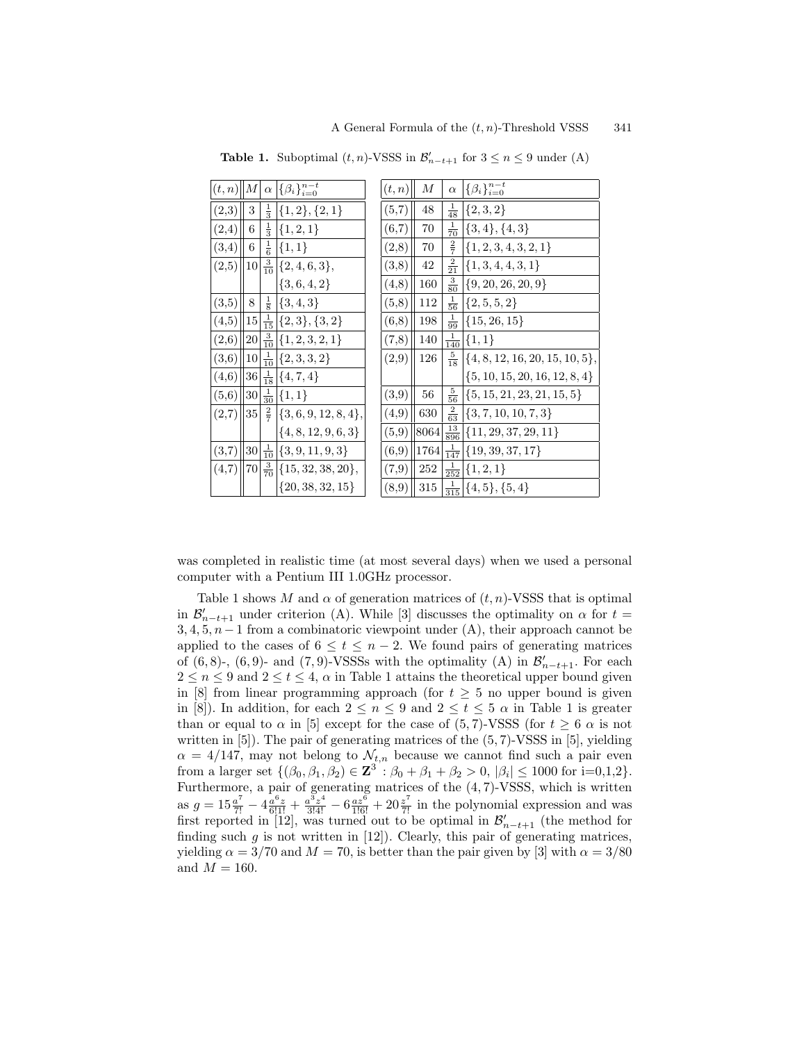**Table 1.** Suboptimal $(t, n)$-VSSS in $\mathcal{B}'_{n-t+1}$ for $3 \le n \le 9$ under (A)

| $(t,n)$ | $M$ | $\alpha$ | $\{\beta_i\}_{i=0}^{n-t}$ |
|---|---|---|---|
| (2,3) | 3 | $\frac{1}{3}$ | $\{1,2\},\{2,1\}$ |
| (2,4) | 6 | $\frac{1}{3}$ | $\{1,2,1\}$ |
| (3,4) | 6 | $\frac{1}{6}$ | $\{1,1\}$ |
| (2,5) | 10 | $\frac{3}{10}$ | $\{2,4,6,3\}$, $\{3,6,4,2\}$ |
| (3,5) | 8 | $\frac{1}{8}$ | $\{3,4,3\}$ |
| (4,5) | 15 | $\frac{1}{15}$ | $\{2,3\},\{3,2\}$ |
| (2,6) | 20 | $\frac{3}{10}$ | $\{1,2,3,2,1\}$ |
| (3,6) | 10 | $\frac{1}{10}$ | $\{2,3,3,2\}$ |
| (4,6) | 36 | $\frac{1}{18}$ | $\{4,7,4\}$ |
| (5,6) | 30 | $\frac{1}{30}$ | $\{1,1\}$ |
| (2,7) | 35 | $\frac{2}{7}$ | $\{3,6,9,12,8,4\}$, $\{4,8,12,9,6,3\}$ |
| (3,7) | 30 | $\frac{1}{10}$ | $\{3,9,11,9,3\}$ |
| (4,7) | 70 | $\frac{3}{70}$ | $\{15,32,38,20\}$, $\{20,38,32,15\}$ |
| (5,7) | 48 | $\frac{1}{48}$ | $\{2,3,2\}$ |
| (6,7) | 70 | $\frac{1}{70}$ | $\{3,4\},\{4,3\}$ |
| (2,8) | 70 | $\frac{2}{7}$ | $\{1,2,3,4,3,2,1\}$ |
| (3,8) | 42 | $\frac{2}{21}$ | $\{1,3,4,4,3,1\}$ |
| (4,8) | 160 | $\frac{3}{80}$ | $\{9,20,26,20,9\}$ |
| (5,8) | 112 | $\frac{1}{56}$ | $\{2,5,5,2\}$ |
| (6,8) | 198 | $\frac{1}{99}$ | $\{15,26,15\}$ |
| (7,8) | 140 | $\frac{1}{140}$ | $\{1,1\}$ |
| (2,9) | 126 | $\frac{5}{18}$ | $\{4,8,12,16,20,15,10,5\}$, $\{5,10,15,20,16,12,8,4\}$ |
| (3,9) | 56 | $\frac{5}{56}$ | $\{5,15,21,23,21,15,5\}$ |
| (4,9) | 630 | $\frac{2}{63}$ | $\{3,7,10,10,7,3\}$ |
| (5,9) | 8064 | $\frac{13}{896}$ | $\{11,29,37,29,11\}$ |
| (6,9) | 1764 | $\frac{1}{147}$ | $\{19,39,37,17\}$ |
| (7,9) | 252 | $\frac{1}{252}$ | $\{1,2,1\}$ |
| (8,9) | 315 | $\frac{1}{315}$ | $\{4,5\},\{5,4\}$ |

was completed in realistic time (at most several days) when we used a personal computer with a Pentium III 1.0GHz processor.

Table 1 shows $M$ and $\alpha$ of generation matrices of $(t, n)$-VSSS that is optimal in $\mathcal{B}'_{n-t+1}$ under criterion (A). While [3] discusses the optimality on $\alpha$ for $t = 3, 4, 5, n-1$ from a combinatoric viewpoint under (A), their approach cannot be applied to the cases of $6 \le t \le n-2$. We found pairs of generating matrices of (6,8)-, (6,9)- and (7,9)-VSSSs with the optimality (A) in $\mathcal{B}'_{n-t+1}$. For each $2 \le n \le 9$ and $2 \le t \le 4$, $\alpha$ in Table 1 attains the theoretical upper bound given in [8] from linear programming approach (for $t \ge 5$ no upper bound is given in [8]). In addition, for each $2 \le n \le 9$ and $2 \le t \le 5$ $\alpha$ in Table 1 is greater than or equal to $\alpha$ in [5] except for the case of (5,7)-VSSS (for $t \ge 6$ $\alpha$ is not written in [5]). The pair of generating matrices of the (5,7)-VSSS in [5], yielding $\alpha = 4/147$, may not belong to $\mathcal{N}_{t,n}$ because we cannot find such a pair even from a larger set $\{(\beta_0, \beta_1, \beta_2) \in \mathbf{Z}^3 : \beta_0 + \beta_1 + \beta_2 > 0,\ |\beta_i| \le 1000 \text{ for i=0,1,2}\}$. Furthermore, a pair of generating matrices of the (4,7)-VSSS, which is written as $g = 15\frac{a^7}{7!} - 4\frac{a^6 z}{6!1!} + \frac{a^3 z^4}{3!4!} - 6\frac{az^6}{1!6!} + 20\frac{z^7}{7!}$ in the polynomial expression and was first reported in [12], was turned out to be optimal in $\mathcal{B}'_{n-t+1}$ (the method for finding such $g$ is not written in [12]). Clearly, this pair of generating matrices, yielding $\alpha = 3/70$ and $M = 70$, is better than the pair given by [3] with $\alpha = 3/80$ and $M = 160$.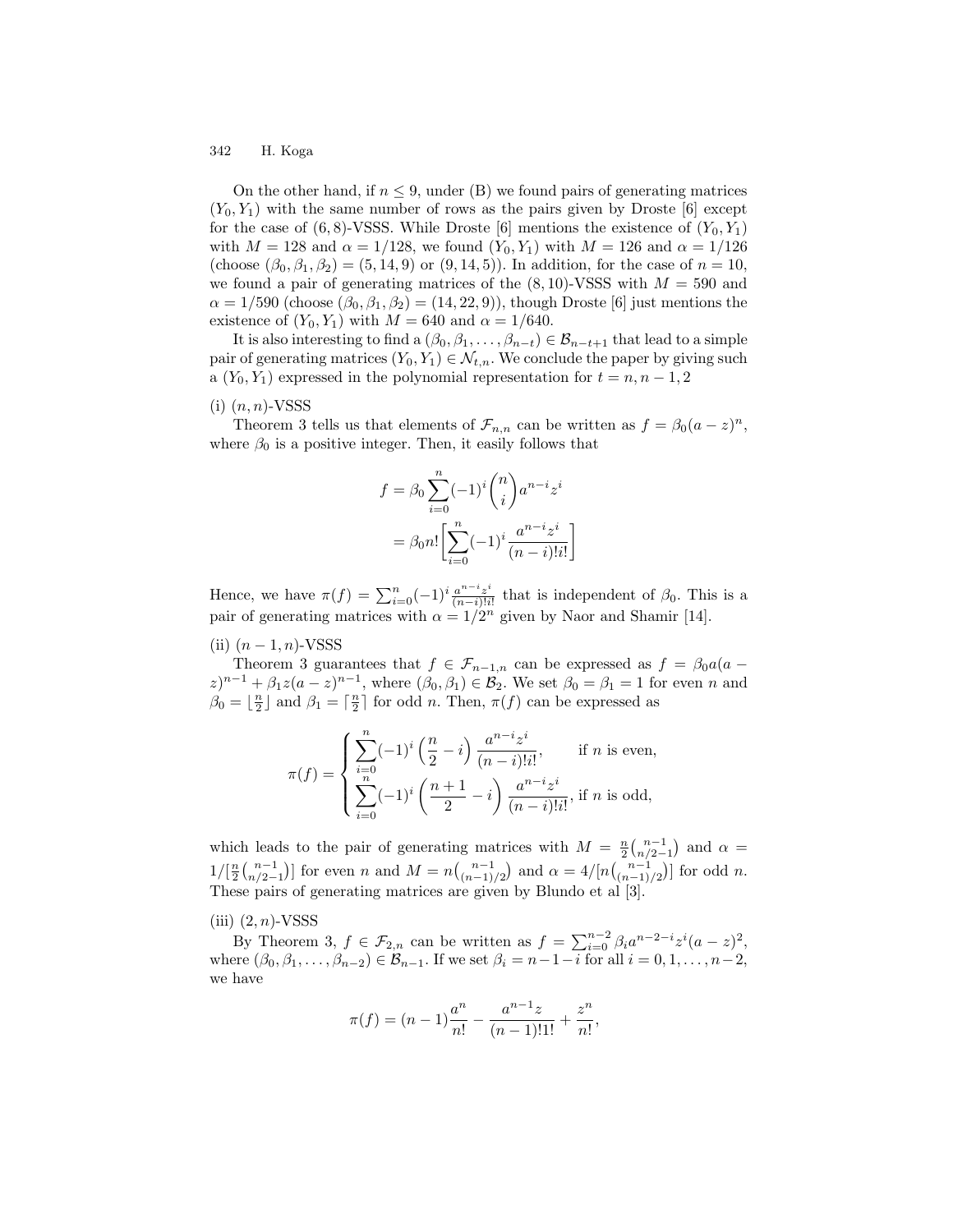On the other hand, if $n \leq 9$, under (B) we found pairs of generating matrices $(Y_0, Y_1)$ with the same number of rows as the pairs given by Droste [6] except for the case of $(6, 8)$-VSSS. While Droste [6] mentions the existence of $(Y_0, Y_1)$ with $M = 128$ and $\alpha = 1/128$, we found $(Y_0, Y_1)$ with $M = 126$ and $\alpha = 1/126$ (choose $(\beta_0, \beta_1, \beta_2) = (5, 14, 9)$ or $(9, 14, 5)$). In addition, for the case of $n = 10$, we found a pair of generating matrices of the $(8, 10)$-VSSS with $M = 590$ and $\alpha = 1/590$ (choose $(\beta_0, \beta_1, \beta_2) = (14, 22, 9)$), though Droste [6] just mentions the existence of $(Y_0, Y_1)$ with $M = 640$ and $\alpha = 1/640$.

It is also interesting to find a $(\beta_0, \beta_1, \ldots, \beta_{n-t}) \in \mathcal{B}_{n-t+1}$ that lead to a simple pair of generating matrices $(Y_0, Y_1) \in \mathcal{N}_{t,n}$. We conclude the paper by giving such a $(Y_0, Y_1)$ expressed in the polynomial representation for $t = n, n-1, 2$

(i) $(n, n)$-VSSS

Theorem 3 tells us that elements of $\mathcal{F}_{n,n}$ can be written as $f = \beta_0(a - z)^n$, where $\beta_0$ is a positive integer. Then, it easily follows that

$$
\begin{aligned}
f &= \beta_0 \sum_{i=0}^{n} (-1)^i \binom{n}{i} a^{n-i} z^i \\
&= \beta_0 n! \left[ \sum_{i=0}^{n} (-1)^i \frac{a^{n-i} z^i}{(n-i)! i!} \right]
\end{aligned}
$$

Hence, we have $\pi(f) = \sum_{i=0}^{n} (-1)^i \frac{a^{n-i} z^i}{(n-i)! i!}$ that is independent of $\beta_0$. This is a pair of generating matrices with $\alpha = 1/2^n$ given by Naor and Shamir [14].

(ii) $(n-1, n)$-VSSS

Theorem 3 guarantees that $f \in \mathcal{F}_{n-1,n}$ can be expressed as $f = \beta_0 a(a - z)^{n-1} + \beta_1 z(a - z)^{n-1}$, where $(\beta_0, \beta_1) \in \mathcal{B}_2$. We set $\beta_0 = \beta_1 = 1$ for even $n$ and $\beta_0 = \lfloor \frac{n}{2} \rfloor$ and $\beta_1 = \lceil \frac{n}{2} \rceil$ for odd $n$. Then, $\pi(f)$ can be expressed as

$$
\pi(f) = \begin{cases} \displaystyle\sum_{i=0}^{n} (-1)^i \left( \frac{n}{2} - i \right) \frac{a^{n-i} z^i}{(n-i)! i!}, & \text{if } n \text{ is even,} \\ \displaystyle\sum_{i=0}^{n} (-1)^i \left( \frac{n+1}{2} - i \right) \frac{a^{n-i} z^i}{(n-i)! i!}, & \text{if } n \text{ is odd,} \end{cases}
$$

which leads to the pair of generating matrices with $M = \frac{n}{2}\binom{n-1}{n/2-1}$ and $\alpha = 1/[\frac{n}{2}\binom{n-1}{n/2-1}]$ for even $n$ and $M = n\binom{n-1}{(n-1)/2}$ and $\alpha = 4/[n\binom{n-1}{(n-1)/2}]$ for odd $n$. These pairs of generating matrices are given by Blundo et al [3].

(iii) $(2, n)$-VSSS

By Theorem 3, $f \in \mathcal{F}_{2,n}$ can be written as $f = \sum_{i=0}^{n-2} \beta_i a^{n-2-i} z^i (a - z)^2$, where $(\beta_0, \beta_1, \ldots, \beta_{n-2}) \in \mathcal{B}_{n-1}$. If we set $\beta_i = n - 1 - i$ for all $i = 0, 1, \ldots, n-2$, we have

$$
\pi(f) = (n-1)\frac{a^n}{n!} - \frac{a^{n-1} z}{(n-1)! 1!} + \frac{z^n}{n!},
$$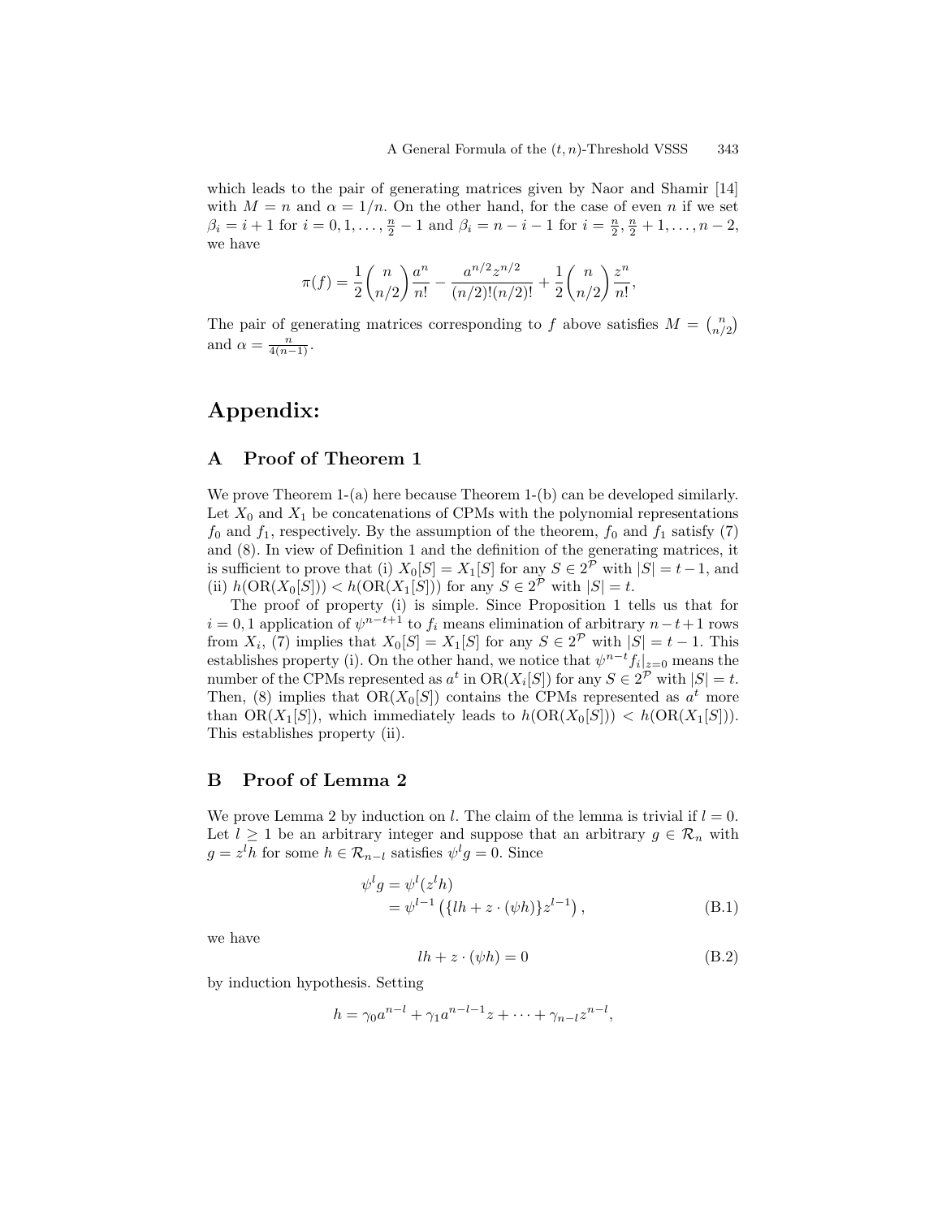which leads to the pair of generating matrices given by Naor and Shamir [14] with $M = n$ and $\alpha = 1/n$. On the other hand, for the case of even $n$ if we set $\beta_i = i + 1$ for $i = 0, 1, \ldots, \frac{n}{2} - 1$ and $\beta_i = n - i - 1$ for $i = \frac{n}{2}, \frac{n}{2} + 1, \ldots, n - 2$, we have

$$\pi(f) = \frac{1}{2}\binom{n}{n/2}\frac{a^n}{n!} - \frac{a^{n/2}z^{n/2}}{(n/2)!(n/2)!} + \frac{1}{2}\binom{n}{n/2}\frac{z^n}{n!},$$

The pair of generating matrices corresponding to $f$ above satisfies $M = \binom{n}{n/2}$ and $\alpha = \frac{n}{4(n-1)}$.

# Appendix:

## A Proof of Theorem 1

We prove Theorem 1-(a) here because Theorem 1-(b) can be developed similarly. Let $X_0$ and $X_1$ be concatenations of CPMs with the polynomial representations $f_0$ and $f_1$, respectively. By the assumption of the theorem, $f_0$ and $f_1$ satisfy (7) and (8). In view of Definition 1 and the definition of the generating matrices, it is sufficient to prove that (i) $X_0[S] = X_1[S]$ for any $S \in 2^{\mathcal{P}}$ with $|S| = t-1$, and (ii) $h(\mathrm{OR}(X_0[S])) < h(\mathrm{OR}(X_1[S]))$ for any $S \in 2^{\mathcal{P}}$ with $|S| = t$.

The proof of property (i) is simple. Since Proposition 1 tells us that for $i = 0, 1$ application of $\psi^{n-t+1}$ to $f_i$ means elimination of arbitrary $n-t+1$ rows from $X_i$, (7) implies that $X_0[S] = X_1[S]$ for any $S \in 2^{\mathcal{P}}$ with $|S| = t-1$. This establishes property (i). On the other hand, we notice that $\psi^{n-t} f_i|_{z=0}$ means the number of the CPMs represented as $a^t$ in $\mathrm{OR}(X_i[S])$ for any $S \in 2^{\mathcal{P}}$ with $|S| = t$. Then, (8) implies that $\mathrm{OR}(X_0[S])$ contains the CPMs represented as $a^t$ more than $\mathrm{OR}(X_1[S])$, which immediately leads to $h(\mathrm{OR}(X_0[S])) < h(\mathrm{OR}(X_1[S]))$. This establishes property (ii).

## B Proof of Lemma 2

We prove Lemma 2 by induction on $l$. The claim of the lemma is trivial if $l = 0$. Let $l \geq 1$ be an arbitrary integer and suppose that an arbitrary $g \in \mathcal{R}_n$ with $g = z^l h$ for some $h \in \mathcal{R}_{n-l}$ satisfies $\psi^l g = 0$. Since

$$\begin{aligned} \psi^l g &= \psi^l (z^l h) \\ &= \psi^{l-1}\left(\{lh + z \cdot (\psi h)\} z^{l-1}\right), \end{aligned} \tag{B.1}$$

we have

$$lh + z \cdot (\psi h) = 0 \tag{B.2}$$

by induction hypothesis. Setting

$$h = \gamma_0 a^{n-l} + \gamma_1 a^{n-l-1} z + \cdots + \gamma_{n-l} z^{n-l},$$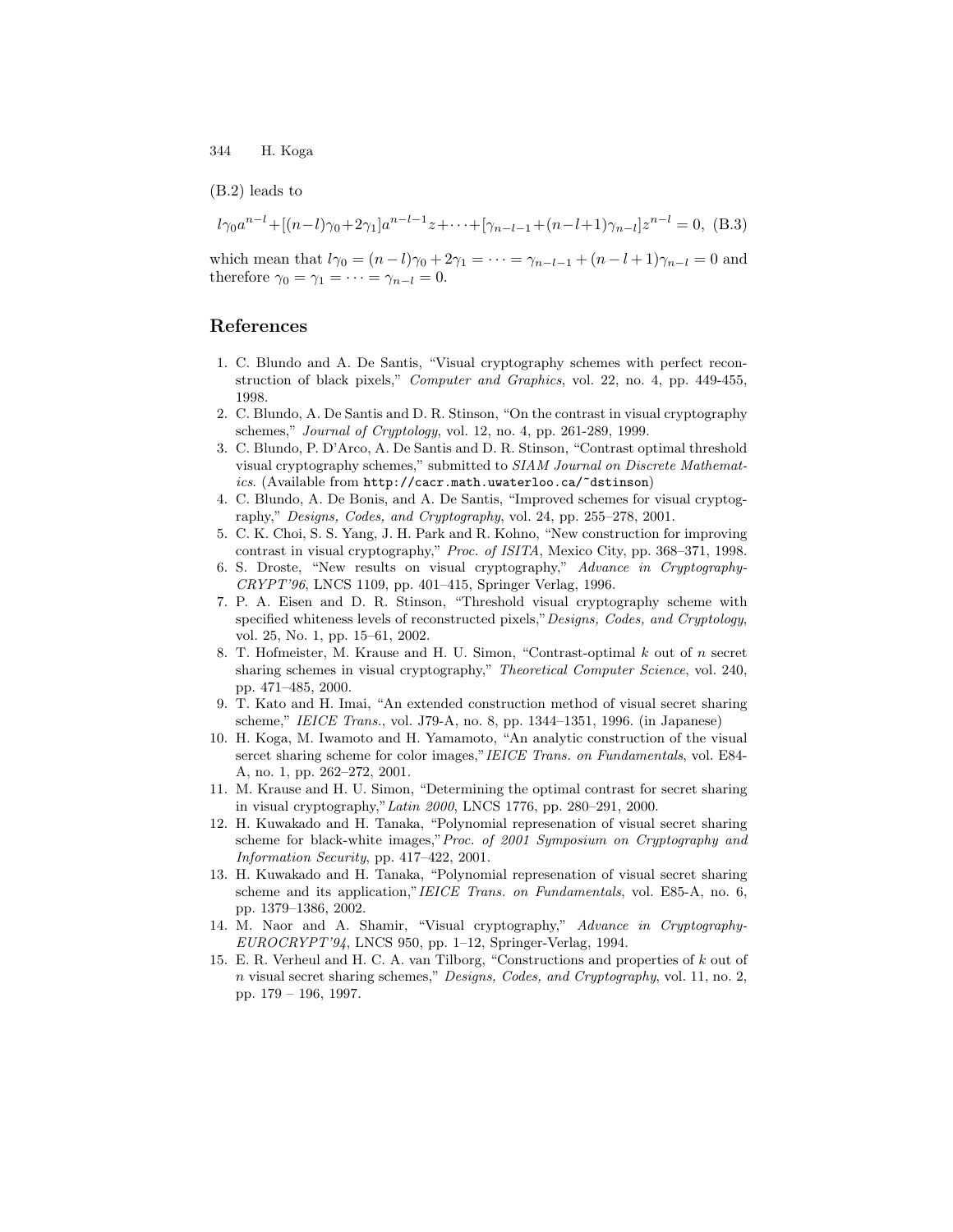(B.2) leads to

$$l\gamma_0 a^{n-l} + [(n-l)\gamma_0 + 2\gamma_1]a^{n-l-1}z + \cdots + [\gamma_{n-l-1} + (n-l+1)\gamma_{n-l}]z^{n-l} = 0, \quad \text{(B.3)}$$

which mean that $l\gamma_0 = (n-l)\gamma_0 + 2\gamma_1 = \cdots = \gamma_{n-l-1} + (n-l+1)\gamma_{n-l} = 0$ and therefore $\gamma_0 = \gamma_1 = \cdots = \gamma_{n-l} = 0$.

## References

1. C. Blundo and A. De Santis, "Visual cryptography schemes with perfect reconstruction of black pixels," *Computer and Graphics*, vol. 22, no. 4, pp. 449-455, 1998.
2. C. Blundo, A. De Santis and D. R. Stinson, "On the contrast in visual cryptography schemes," *Journal of Cryptology*, vol. 12, no. 4, pp. 261-289, 1999.
3. C. Blundo, P. D'Arco, A. De Santis and D. R. Stinson, "Contrast optimal threshold visual cryptography schemes," submitted to *SIAM Journal on Discrete Mathematics*. (Available from `http://cacr.math.uwaterloo.ca/~dstinson`)
4. C. Blundo, A. De Bonis, and A. De Santis, "Improved schemes for visual cryptography," *Designs, Codes, and Cryptography*, vol. 24, pp. 255–278, 2001.
5. C. K. Choi, S. S. Yang, J. H. Park and R. Kohno, "New construction for improving contrast in visual cryptography," *Proc. of ISITA*, Mexico City, pp. 368–371, 1998.
6. S. Droste, "New results on visual cryptography," *Advance in Cryptography-CRYPT'96*, LNCS 1109, pp. 401–415, Springer Verlag, 1996.
7. P. A. Eisen and D. R. Stinson, "Threshold visual cryptography scheme with specified whiteness levels of reconstructed pixels,"*Designs, Codes, and Cryptology*, vol. 25, No. 1, pp. 15–61, 2002.
8. T. Hofmeister, M. Krause and H. U. Simon, "Contrast-optimal $k$ out of $n$ secret sharing schemes in visual cryptography," *Theoretical Computer Science*, vol. 240, pp. 471–485, 2000.
9. T. Kato and H. Imai, "An extended construction method of visual secret sharing scheme," *IEICE Trans.*, vol. J79-A, no. 8, pp. 1344–1351, 1996. (in Japanese)
10. H. Koga, M. Iwamoto and H. Yamamoto, "An analytic construction of the visual sercet sharing scheme for color images,"*IEICE Trans. on Fundamentals*, vol. E84-A, no. 1, pp. 262–272, 2001.
11. M. Krause and H. U. Simon, "Determining the optimal contrast for secret sharing in visual cryptography,"*Latin 2000*, LNCS 1776, pp. 280–291, 2000.
12. H. Kuwakado and H. Tanaka, "Polynomial represenation of visual secret sharing scheme for black-white images,"*Proc. of 2001 Symposium on Cryptography and Information Security*, pp. 417–422, 2001.
13. H. Kuwakado and H. Tanaka, "Polynomial represenation of visual secret sharing scheme and its application,"*IEICE Trans. on Fundamentals*, vol. E85-A, no. 6, pp. 1379–1386, 2002.
14. M. Naor and A. Shamir, "Visual cryptography," *Advance in Cryptography-EUROCRYPT'94*, LNCS 950, pp. 1–12, Springer-Verlag, 1994.
15. E. R. Verheul and H. C. A. van Tilborg, "Constructions and properties of $k$ out of $n$ visual secret sharing schemes," *Designs, Codes, and Cryptography*, vol. 11, no. 2, pp. 179 – 196, 1997.